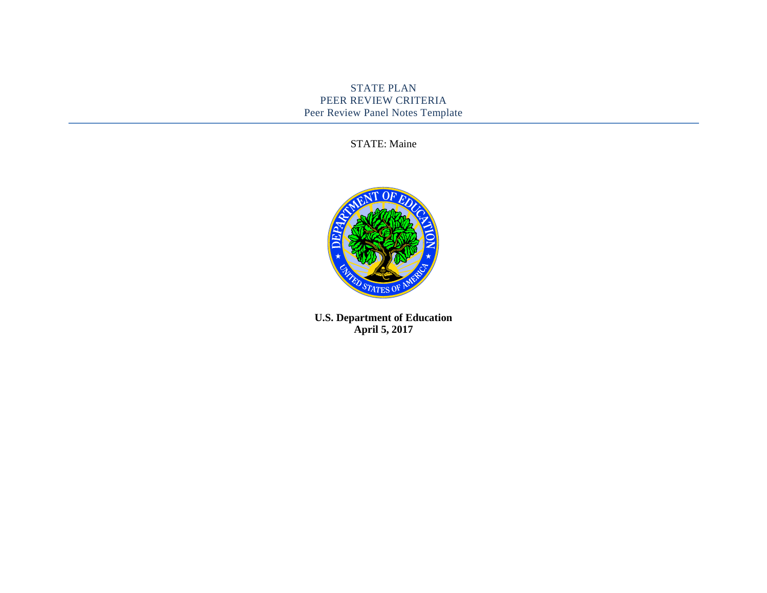# STATE PLAN
# PEER REVIEW CRITERIA
## Peer Review Panel Notes Template

STATE: Maine

**U.S. Department of Education**
**April 5, 2017**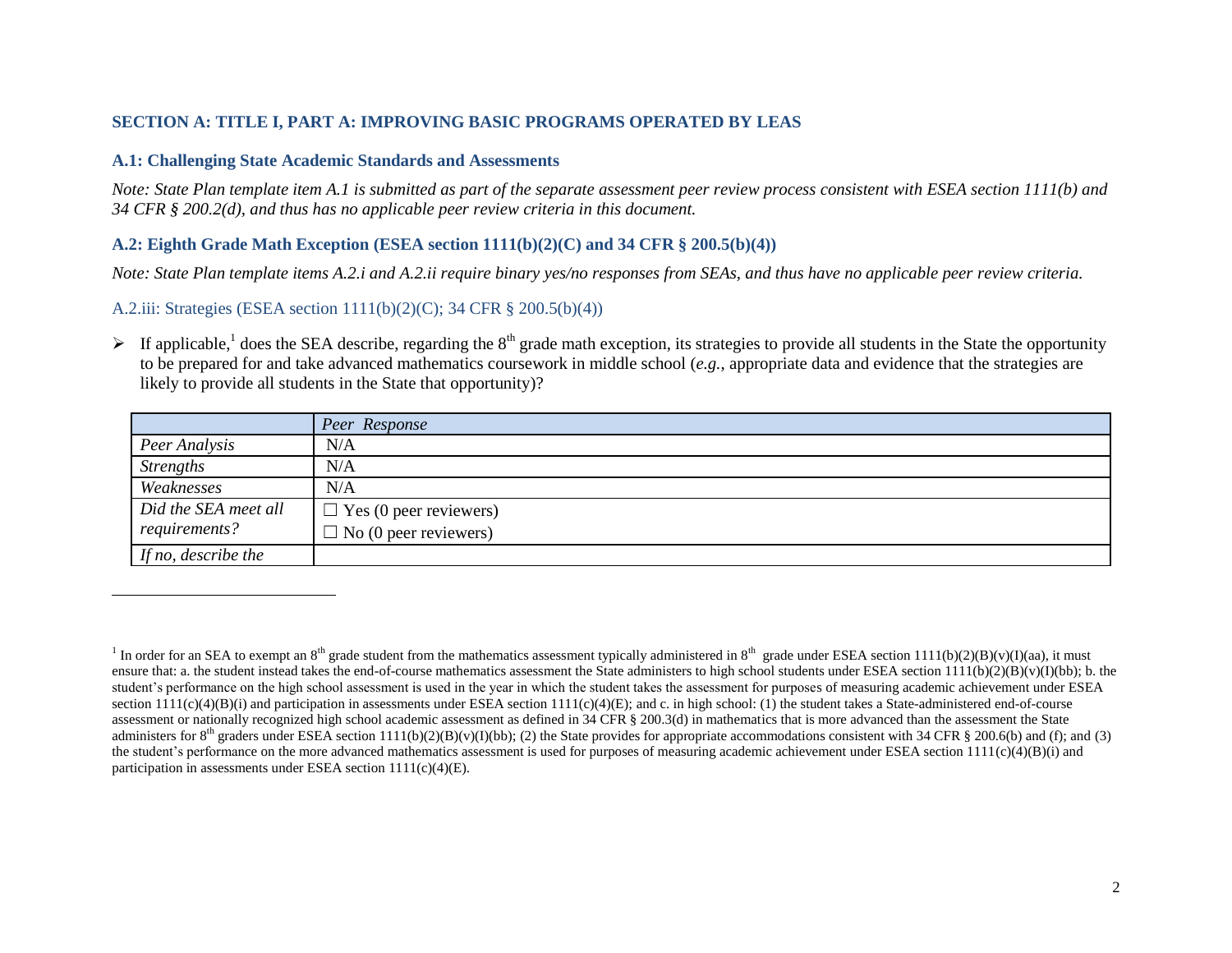## SECTION A: TITLE I, PART A: IMPROVING BASIC PROGRAMS OPERATED BY LEAS

### A.1: Challenging State Academic Standards and Assessments

*Note: State Plan template item A.1 is submitted as part of the separate assessment peer review process consistent with ESEA section 1111(b) and 34 CFR § 200.2(d), and thus has no applicable peer review criteria in this document.*

### A.2: Eighth Grade Math Exception (ESEA section 1111(b)(2)(C) and 34 CFR § 200.5(b)(4))

*Note: State Plan template items A.2.i and A.2.ii require binary yes/no responses from SEAs, and thus have no applicable peer review criteria.*

#### A.2.iii: Strategies (ESEA section 1111(b)(2)(C); 34 CFR § 200.5(b)(4))

- If applicable,[1] does the SEA describe, regarding the 8th grade math exception, its strategies to provide all students in the State the opportunity to be prepared for and take advanced mathematics coursework in middle school (*e.g.*, appropriate data and evidence that the strategies are likely to provide all students in the State that opportunity)?

| | *Peer Response* |
|---|---|
| *Peer Analysis* | N/A |
| *Strengths* | N/A |
| *Weaknesses* | N/A |
| *Did the SEA meet all requirements?* | ☐ Yes (0 peer reviewers)<br>☐ No (0 peer reviewers) |
| *If no, describe the* | |

---

[1] In order for an SEA to exempt an 8th grade student from the mathematics assessment typically administered in 8th grade under ESEA section 1111(b)(2)(B)(v)(I)(aa), it must ensure that: a. the student instead takes the end-of-course mathematics assessment the State administers to high school students under ESEA section 1111(b)(2)(B)(v)(I)(bb); b. the student's performance on the high school assessment is used in the year in which the student takes the assessment for purposes of measuring academic achievement under ESEA section 1111(c)(4)(B)(i) and participation in assessments under ESEA section 1111(c)(4)(E); and c. in high school: (1) the student takes a State-administered end-of-course assessment or nationally recognized high school academic assessment as defined in 34 CFR § 200.3(d) in mathematics that is more advanced than the assessment the State administers for 8th graders under ESEA section 1111(b)(2)(B)(v)(I)(bb); (2) the State provides for appropriate accommodations consistent with 34 CFR § 200.6(b) and (f); and (3) the student's performance on the more advanced mathematics assessment is used for purposes of measuring academic achievement under ESEA section 1111(c)(4)(B)(i) and participation in assessments under ESEA section 1111(c)(4)(E).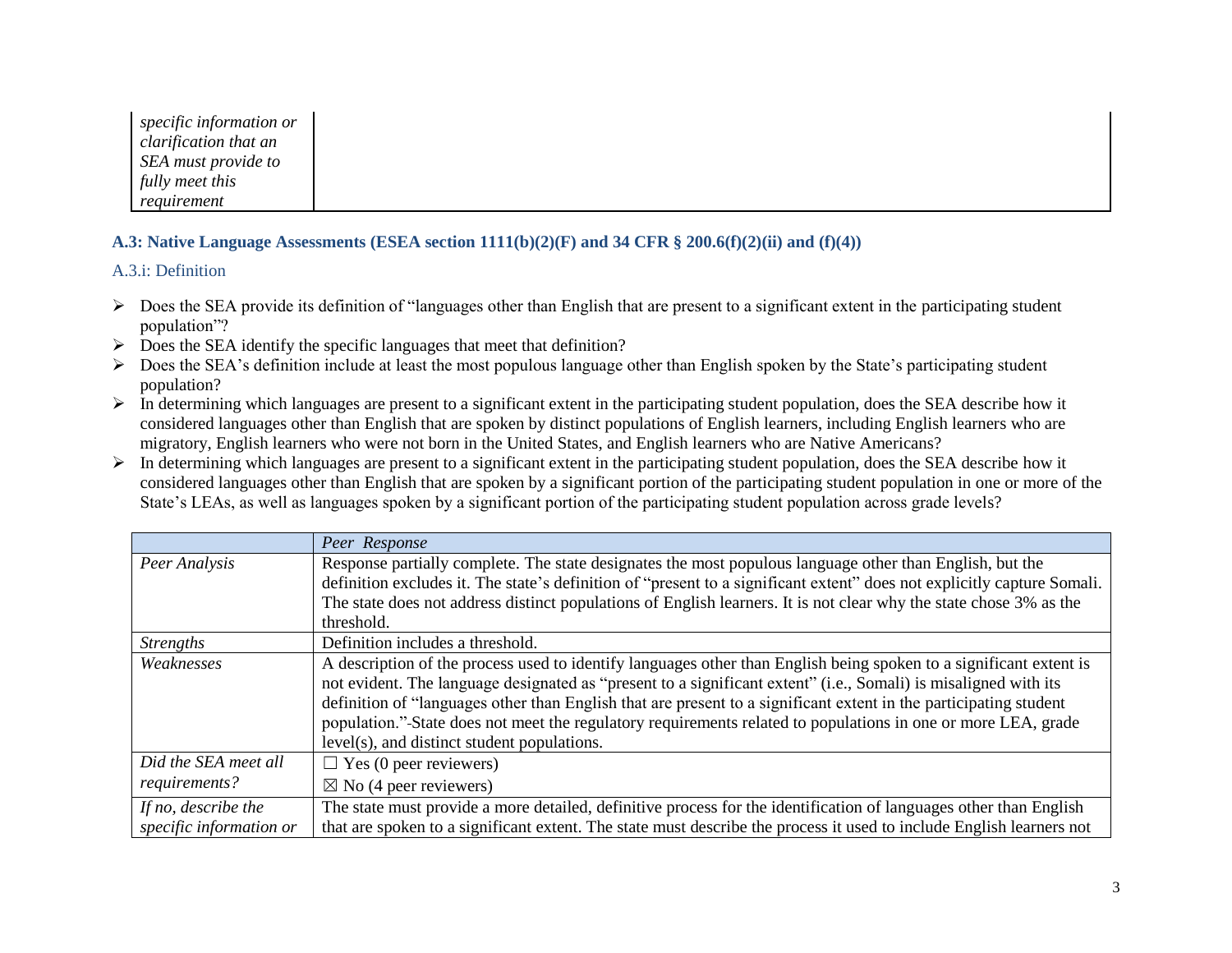| | |
|---|---|
| *specific information or clarification that an SEA must provide to fully meet this requirement* | |

### A.3: Native Language Assessments (ESEA section 1111(b)(2)(F) and 34 CFR § 200.6(f)(2)(ii) and (f)(4))

#### A.3.i: Definition

- Does the SEA provide its definition of "languages other than English that are present to a significant extent in the participating student population"?
- Does the SEA identify the specific languages that meet that definition?
- Does the SEA's definition include at least the most populous language other than English spoken by the State's participating student population?
- In determining which languages are present to a significant extent in the participating student population, does the SEA describe how it considered languages other than English that are spoken by distinct populations of English learners, including English learners who are migratory, English learners who were not born in the United States, and English learners who are Native Americans?
- In determining which languages are present to a significant extent in the participating student population, does the SEA describe how it considered languages other than English that are spoken by a significant portion of the participating student population in one or more of the State's LEAs, as well as languages spoken by a significant portion of the participating student population across grade levels?

| | *Peer Response* |
|---|---|
| *Peer Analysis* | Response partially complete. The state designates the most populous language other than English, but the definition excludes it. The state's definition of "present to a significant extent" does not explicitly capture Somali. The state does not address distinct populations of English learners. It is not clear why the state chose 3% as the threshold. |
| *Strengths* | Definition includes a threshold. |
| *Weaknesses* | A description of the process used to identify languages other than English being spoken to a significant extent is not evident. The language designated as "present to a significant extent" (i.e., Somali) is misaligned with its definition of "languages other than English that are present to a significant extent in the participating student population." State does not meet the regulatory requirements related to populations in one or more LEA, grade level(s), and distinct student populations. |
| *Did the SEA meet all requirements?* | ☐ Yes (0 peer reviewers)<br>☒ No (4 peer reviewers) |
| *If no, describe the specific information or* | The state must provide a more detailed, definitive process for the identification of languages other than English that are spoken to a significant extent. The state must describe the process it used to include English learners not |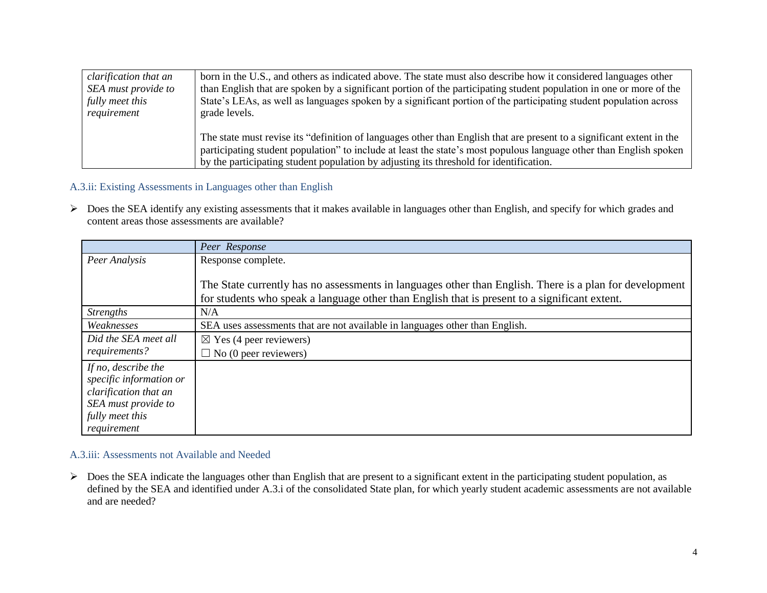| | |
|---|---|
| *clarification that an SEA must provide to fully meet this requirement* | born in the U.S., and others as indicated above. The state must also describe how it considered languages other than English that are spoken by a significant portion of the participating student population in one or more of the State's LEAs, as well as languages spoken by a significant portion of the participating student population across grade levels.<br><br>The state must revise its "definition of languages other than English that are present to a significant extent in the participating student population" to include at least the state's most populous language other than English spoken by the participating student population by adjusting its threshold for identification. |

### A.3.ii: Existing Assessments in Languages other than English

- Does the SEA identify any existing assessments that it makes available in languages other than English, and specify for which grades and content areas those assessments are available?

| | *Peer Response* |
|---|---|
| *Peer Analysis* | Response complete.<br><br>The State currently has no assessments in languages other than English. There is a plan for development for students who speak a language other than English that is present to a significant extent. |
| *Strengths* | N/A |
| *Weaknesses* | SEA uses assessments that are not available in languages other than English. |
| *Did the SEA meet all requirements?* | ☒ Yes (4 peer reviewers)<br>☐ No (0 peer reviewers) |
| *If no, describe the specific information or clarification that an SEA must provide to fully meet this requirement* | |

### A.3.iii: Assessments not Available and Needed

- Does the SEA indicate the languages other than English that are present to a significant extent in the participating student population, as defined by the SEA and identified under A.3.i of the consolidated State plan, for which yearly student academic assessments are not available and are needed?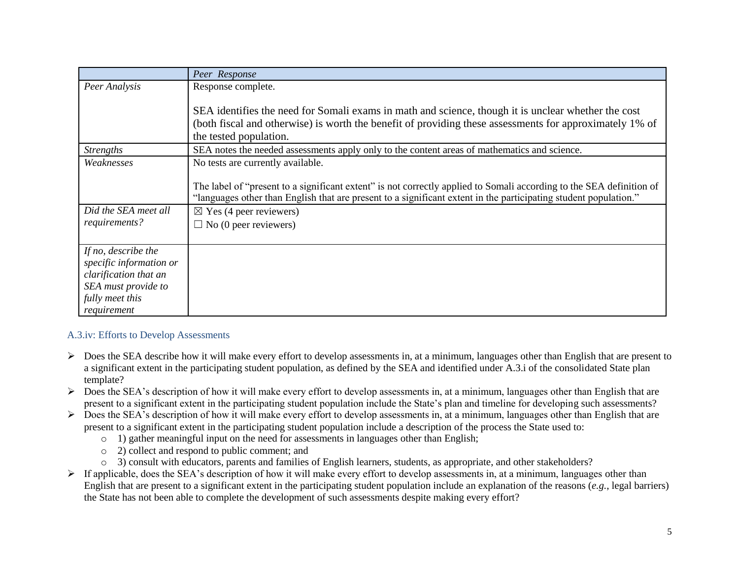| | *Peer Response* |
|---|---|
| *Peer Analysis* | Response complete.<br><br>SEA identifies the need for Somali exams in math and science, though it is unclear whether the cost (both fiscal and otherwise) is worth the benefit of providing these assessments for approximately 1% of the tested population. |
| *Strengths* | SEA notes the needed assessments apply only to the content areas of mathematics and science. |
| *Weaknesses* | No tests are currently available.<br><br>The label of "present to a significant extent" is not correctly applied to Somali according to the SEA definition of "languages other than English that are present to a significant extent in the participating student population." |
| *Did the SEA meet all requirements?* | ☒ Yes (4 peer reviewers)<br>☐ No (0 peer reviewers) |
| *If no, describe the specific information or clarification that an SEA must provide to fully meet this requirement* | |

### A.3.iv: Efforts to Develop Assessments

- Does the SEA describe how it will make every effort to develop assessments in, at a minimum, languages other than English that are present to a significant extent in the participating student population, as defined by the SEA and identified under A.3.i of the consolidated State plan template?
- Does the SEA's description of how it will make every effort to develop assessments in, at a minimum, languages other than English that are present to a significant extent in the participating student population include the State's plan and timeline for developing such assessments?
- Does the SEA's description of how it will make every effort to develop assessments in, at a minimum, languages other than English that are present to a significant extent in the participating student population include a description of the process the State used to:
  - 1) gather meaningful input on the need for assessments in languages other than English;
  - 2) collect and respond to public comment; and
  - 3) consult with educators, parents and families of English learners, students, as appropriate, and other stakeholders?
- If applicable, does the SEA's description of how it will make every effort to develop assessments in, at a minimum, languages other than English that are present to a significant extent in the participating student population include an explanation of the reasons (*e.g.*, legal barriers) the State has not been able to complete the development of such assessments despite making every effort?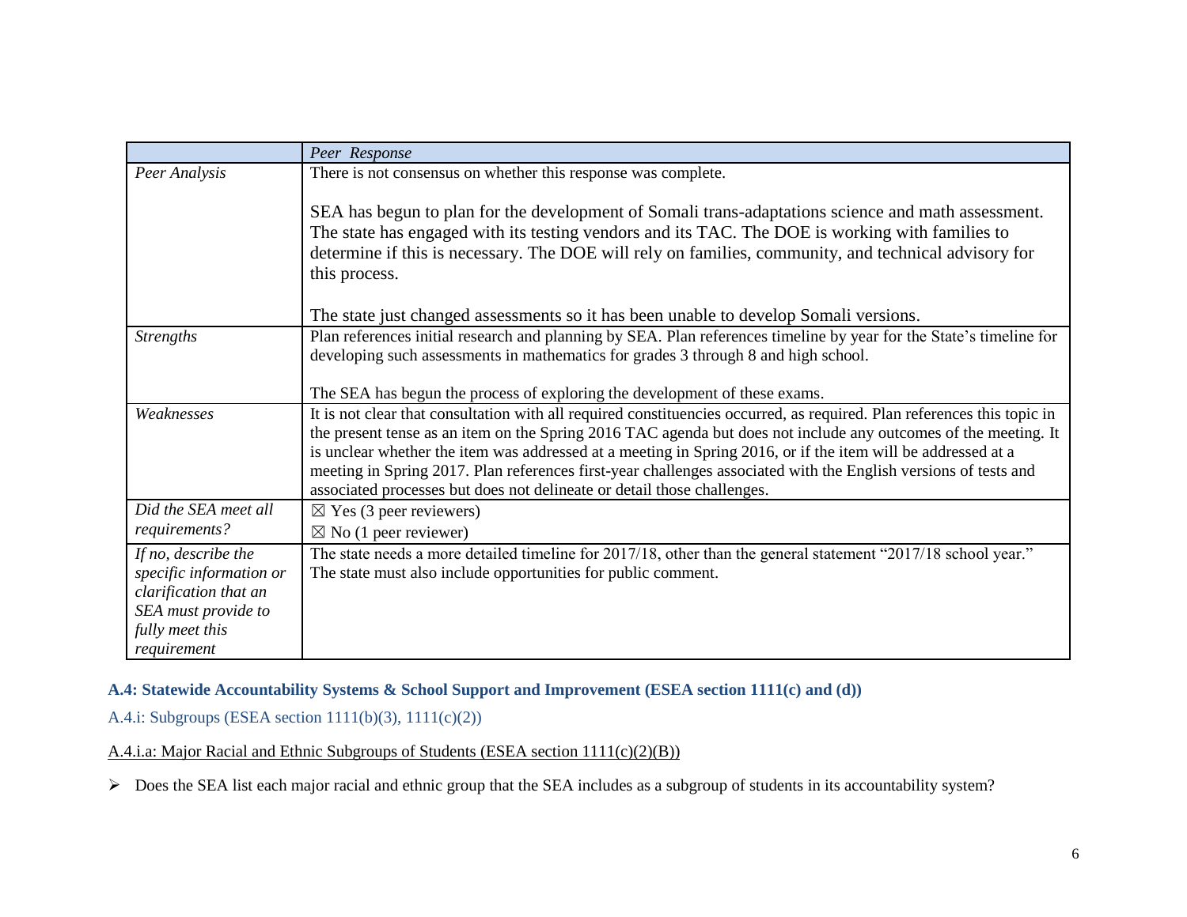| | *Peer Response* |
|---|---|
| *Peer Analysis* | There is not consensus on whether this response was complete.<br><br>SEA has begun to plan for the development of Somali trans-adaptations science and math assessment. The state has engaged with its testing vendors and its TAC. The DOE is working with families to determine if this is necessary. The DOE will rely on families, community, and technical advisory for this process.<br><br>The state just changed assessments so it has been unable to develop Somali versions. |
| *Strengths* | Plan references initial research and planning by SEA. Plan references timeline by year for the State's timeline for developing such assessments in mathematics for grades 3 through 8 and high school.<br><br>The SEA has begun the process of exploring the development of these exams. |
| *Weaknesses* | It is not clear that consultation with all required constituencies occurred, as required. Plan references this topic in the present tense as an item on the Spring 2016 TAC agenda but does not include any outcomes of the meeting. It is unclear whether the item was addressed at a meeting in Spring 2016, or if the item will be addressed at a meeting in Spring 2017. Plan references first-year challenges associated with the English versions of tests and associated processes but does not delineate or detail those challenges. |
| *Did the SEA meet all requirements?* | ☒ Yes (3 peer reviewers)<br>☒ No (1 peer reviewer) |
| *If no, describe the specific information or clarification that an SEA must provide to fully meet this requirement* | The state needs a more detailed timeline for 2017/18, other than the general statement "2017/18 school year." The state must also include opportunities for public comment. |

## A.4: Statewide Accountability Systems & School Support and Improvement (ESEA section 1111(c) and (d))

### A.4.i: Subgroups (ESEA section 1111(b)(3), 1111(c)(2))

A.4.i.a: Major Racial and Ethnic Subgroups of Students (ESEA section 1111(c)(2)(B))

- Does the SEA list each major racial and ethnic group that the SEA includes as a subgroup of students in its accountability system?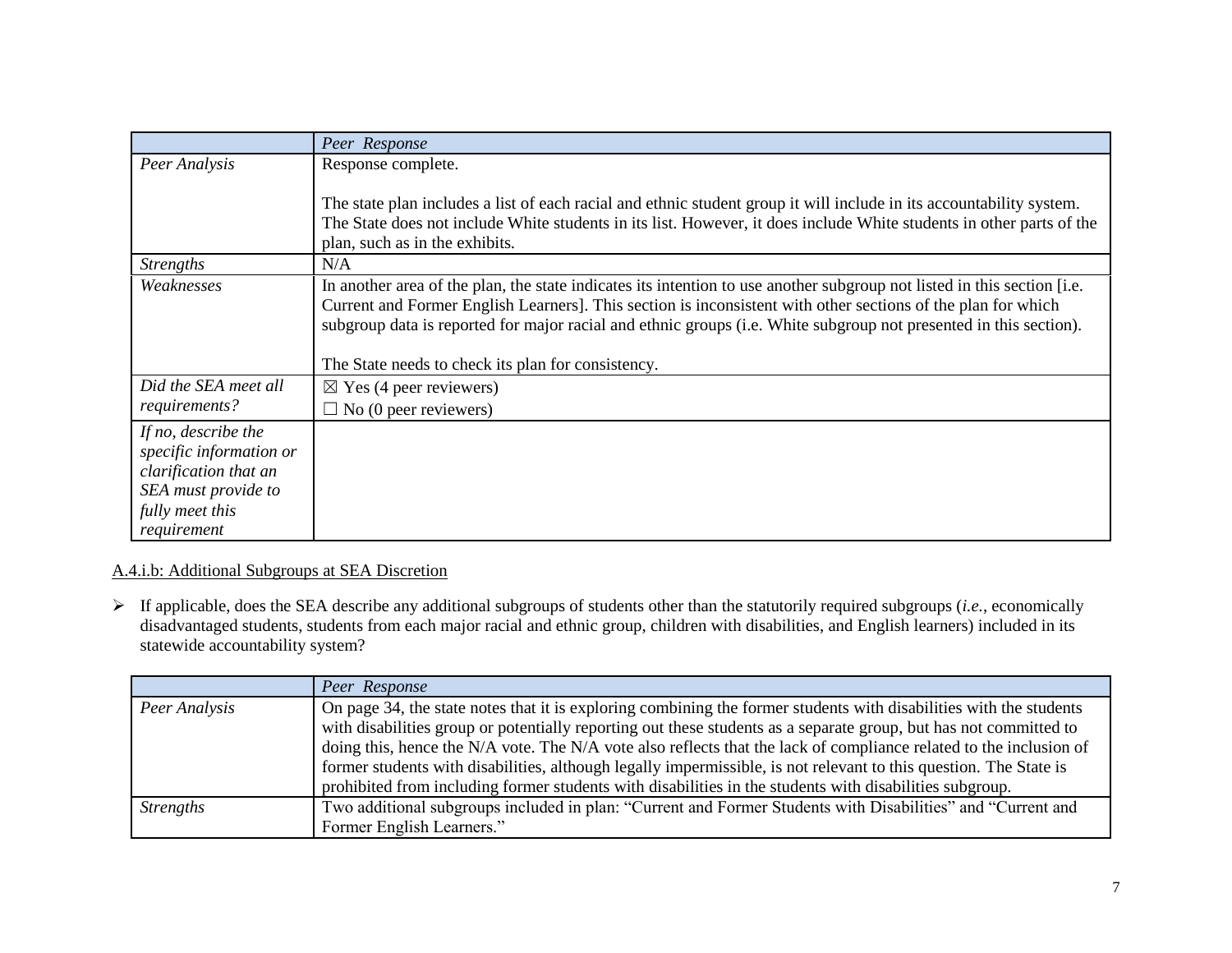| | *Peer Response* |
|---|---|
| *Peer Analysis* | Response complete.<br><br>The state plan includes a list of each racial and ethnic student group it will include in its accountability system. The State does not include White students in its list. However, it does include White students in other parts of the plan, such as in the exhibits. |
| *Strengths* | N/A |
| *Weaknesses* | In another area of the plan, the state indicates its intention to use another subgroup not listed in this section [i.e. Current and Former English Learners]. This section is inconsistent with other sections of the plan for which subgroup data is reported for major racial and ethnic groups (i.e. White subgroup not presented in this section).<br><br>The State needs to check its plan for consistency. |
| *Did the SEA meet all requirements?* | ☒ Yes (4 peer reviewers)<br>☐ No (0 peer reviewers) |
| *If no, describe the specific information or clarification that an SEA must provide to fully meet this requirement* | |

A.4.i.b: Additional Subgroups at SEA Discretion

- If applicable, does the SEA describe any additional subgroups of students other than the statutorily required subgroups (*i.e.*, economically disadvantaged students, students from each major racial and ethnic group, children with disabilities, and English learners) included in its statewide accountability system?

| | *Peer Response* |
|---|---|
| *Peer Analysis* | On page 34, the state notes that it is exploring combining the former students with disabilities with the students with disabilities group or potentially reporting out these students as a separate group, but has not committed to doing this, hence the N/A vote. The N/A vote also reflects that the lack of compliance related to the inclusion of former students with disabilities, although legally impermissible, is not relevant to this question. The State is prohibited from including former students with disabilities in the students with disabilities subgroup. |
| *Strengths* | Two additional subgroups included in plan: "Current and Former Students with Disabilities" and "Current and Former English Learners." |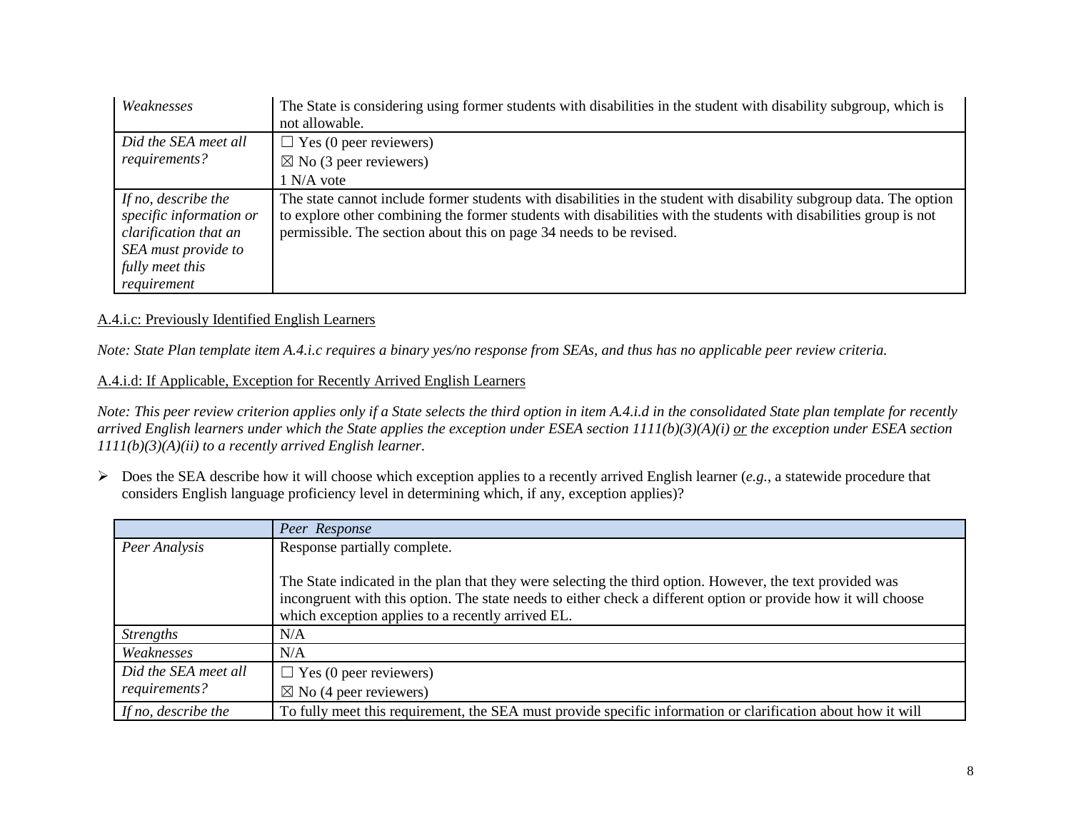| | |
|---|---|
| *Weaknesses* | The State is considering using former students with disabilities in the student with disability subgroup, which is not allowable. |
| *Did the SEA meet all requirements?* | ☐ Yes (0 peer reviewers)<br>☒ No (3 peer reviewers)<br>1 N/A vote |
| *If no, describe the specific information or clarification that an SEA must provide to fully meet this requirement* | The state cannot include former students with disabilities in the student with disability subgroup data. The option to explore other combining the former students with disabilities with the students with disabilities group is not permissible. The section about this on page 34 needs to be revised. |

A.4.i.c: Previously Identified English Learners

*Note: State Plan template item A.4.i.c requires a binary yes/no response from SEAs, and thus has no applicable peer review criteria.*

A.4.i.d: If Applicable, Exception for Recently Arrived English Learners

*Note: This peer review criterion applies only if a State selects the third option in item A.4.i.d in the consolidated State plan template for recently arrived English learners under which the State applies the exception under ESEA section 1111(b)(3)(A)(i) or the exception under ESEA section 1111(b)(3)(A)(ii) to a recently arrived English learner.*

- Does the SEA describe how it will choose which exception applies to a recently arrived English learner (*e.g.*, a statewide procedure that considers English language proficiency level in determining which, if any, exception applies)?

| | *Peer Response* |
|---|---|
| *Peer Analysis* | Response partially complete.<br><br>The State indicated in the plan that they were selecting the third option. However, the text provided was incongruent with this option. The state needs to either check a different option or provide how it will choose which exception applies to a recently arrived EL. |
| *Strengths* | N/A |
| *Weaknesses* | N/A |
| *Did the SEA meet all requirements?* | ☐ Yes (0 peer reviewers)<br>☒ No (4 peer reviewers) |
| *If no, describe the* | To fully meet this requirement, the SEA must provide specific information or clarification about how it will |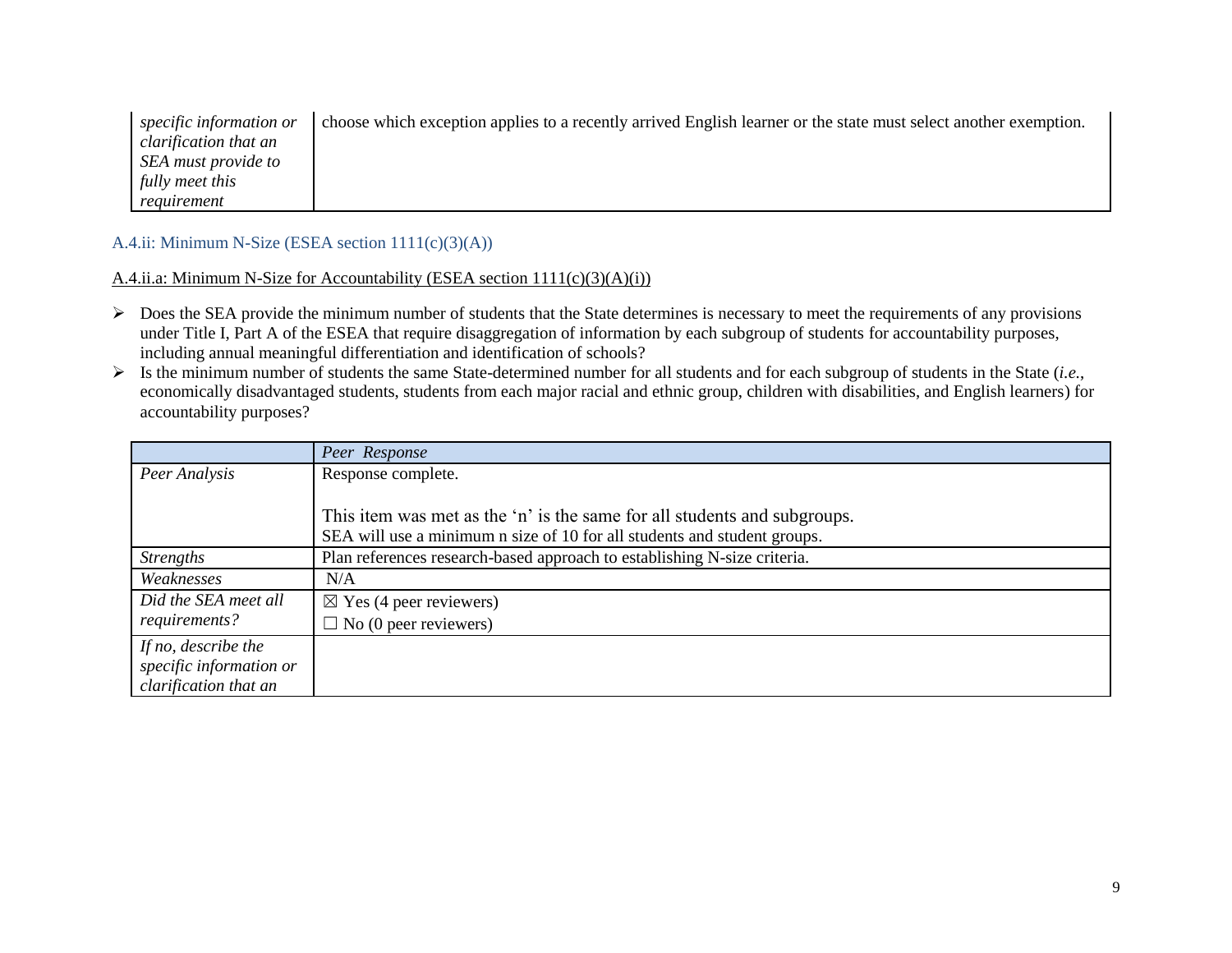| | |
|---|---|
| *specific information or clarification that an SEA must provide to fully meet this requirement* | choose which exception applies to a recently arrived English learner or the state must select another exemption. |

### A.4.ii: Minimum N-Size (ESEA section 1111(c)(3)(A))

A.4.ii.a: Minimum N-Size for Accountability (ESEA section 1111(c)(3)(A)(i))

- Does the SEA provide the minimum number of students that the State determines is necessary to meet the requirements of any provisions under Title I, Part A of the ESEA that require disaggregation of information by each subgroup of students for accountability purposes, including annual meaningful differentiation and identification of schools?
- Is the minimum number of students the same State-determined number for all students and for each subgroup of students in the State (*i.e.*, economically disadvantaged students, students from each major racial and ethnic group, children with disabilities, and English learners) for accountability purposes?

| | *Peer Response* |
|---|---|
| *Peer Analysis* | Response complete.<br><br>This item was met as the 'n' is the same for all students and subgroups.<br>SEA will use a minimum n size of 10 for all students and student groups. |
| *Strengths* | Plan references research-based approach to establishing N-size criteria. |
| *Weaknesses* | N/A |
| *Did the SEA meet all requirements?* | ☒ Yes (4 peer reviewers)<br>☐ No (0 peer reviewers) |
| *If no, describe the specific information or clarification that an* | |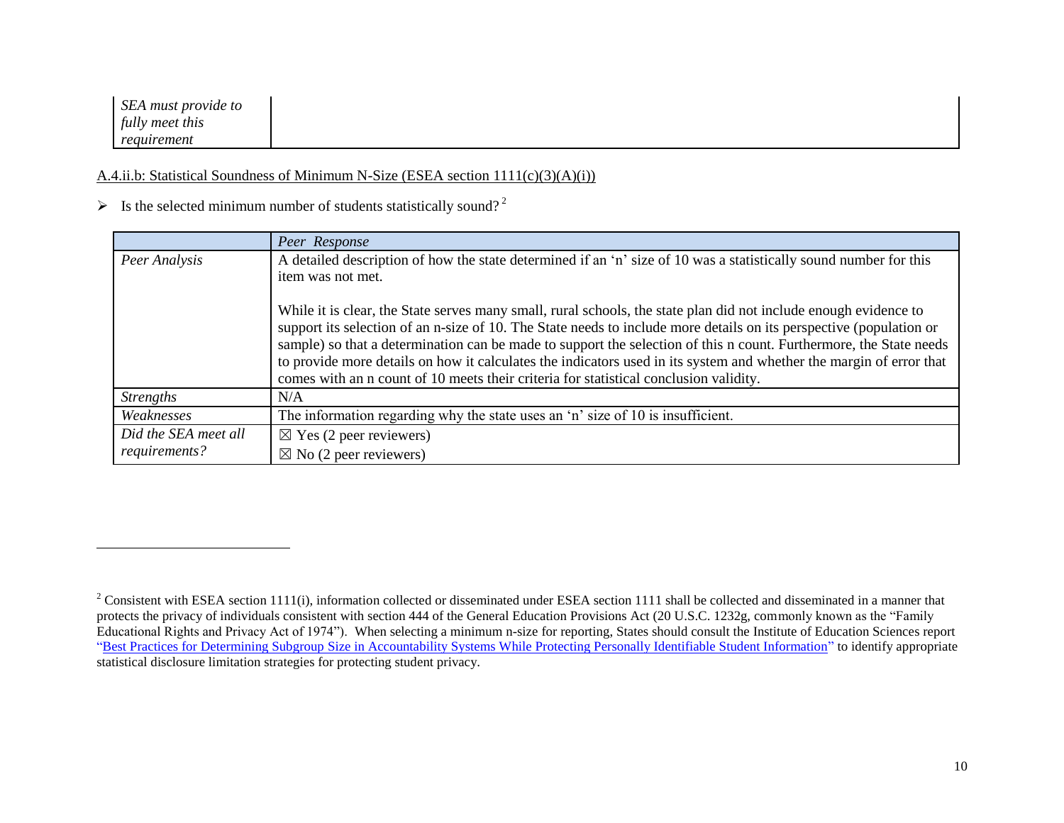| | |
|---|---|
| *SEA must provide to fully meet this requirement* | |

A.4.ii.b: Statistical Soundness of Minimum N-Size (ESEA section 1111(c)(3)(A)(i))

- Is the selected minimum number of students statistically sound?[2]

| | *Peer Response* |
|---|---|
| *Peer Analysis* | A detailed description of how the state determined if an 'n' size of 10 was a statistically sound number for this item was not met.<br><br>While it is clear, the State serves many small, rural schools, the state plan did not include enough evidence to support its selection of an n-size of 10. The State needs to include more details on its perspective (population or sample) so that a determination can be made to support the selection of this n count. Furthermore, the State needs to provide more details on how it calculates the indicators used in its system and whether the margin of error that comes with an n count of 10 meets their criteria for statistical conclusion validity. |
| *Strengths* | N/A |
| *Weaknesses* | The information regarding why the state uses an 'n' size of 10 is insufficient. |
| *Did the SEA meet all requirements?* | ☒ Yes (2 peer reviewers)<br>☒ No (2 peer reviewers) |

[2] Consistent with ESEA section 1111(i), information collected or disseminated under ESEA section 1111 shall be collected and disseminated in a manner that protects the privacy of individuals consistent with section 444 of the General Education Provisions Act (20 U.S.C. 1232g, commonly known as the "Family Educational Rights and Privacy Act of 1974"). When selecting a minimum n-size for reporting, States should consult the Institute of Education Sciences report "Best Practices for Determining Subgroup Size in Accountability Systems While Protecting Personally Identifiable Student Information" to identify appropriate statistical disclosure limitation strategies for protecting student privacy.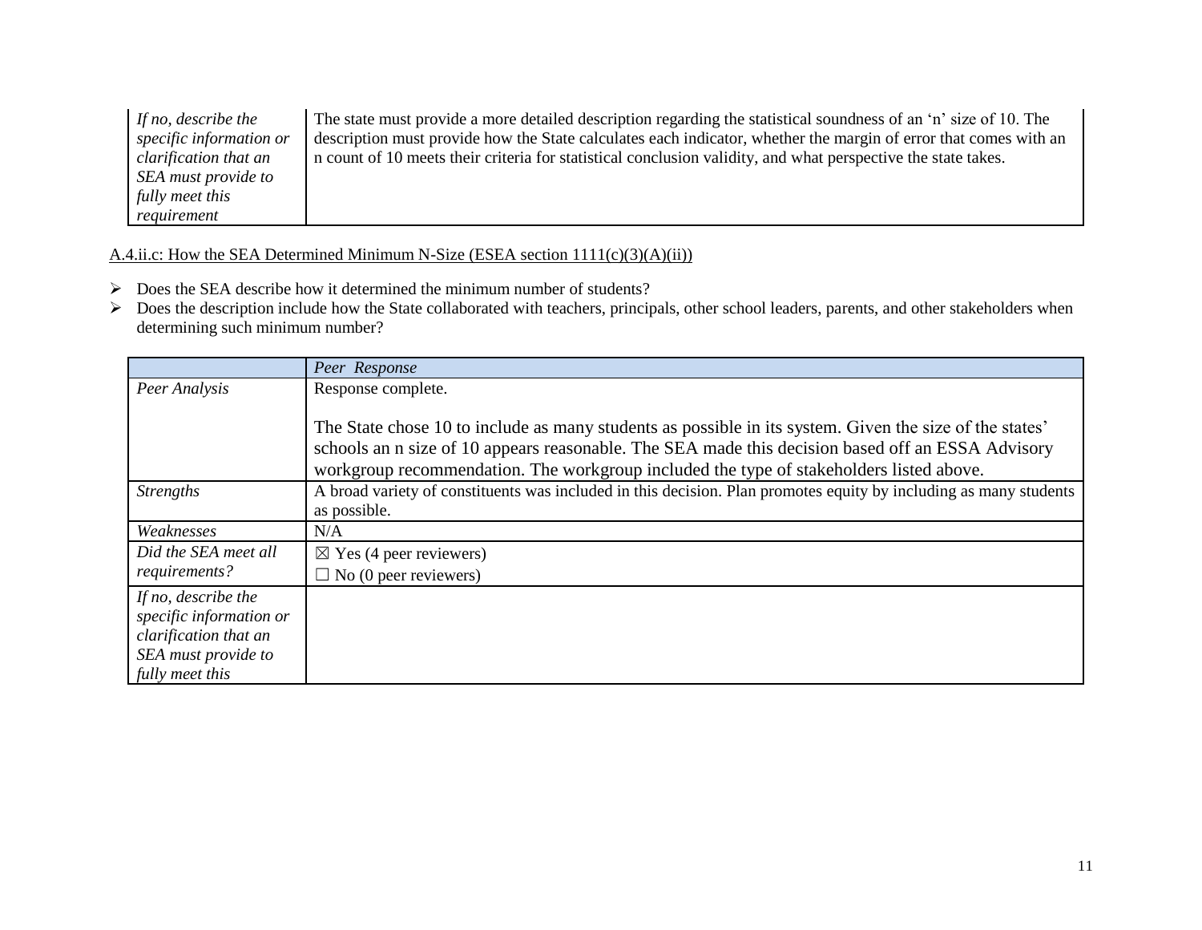| | |
|---|---|
| *If no, describe the specific information or clarification that an SEA must provide to fully meet this requirement* | The state must provide a more detailed description regarding the statistical soundness of an 'n' size of 10. The description must provide how the State calculates each indicator, whether the margin of error that comes with an n count of 10 meets their criteria for statistical conclusion validity, and what perspective the state takes. |

<u>A.4.ii.c: How the SEA Determined Minimum N-Size (ESEA section 1111(c)(3)(A)(ii))</u>

- Does the SEA describe how it determined the minimum number of students?
- Does the description include how the State collaborated with teachers, principals, other school leaders, parents, and other stakeholders when determining such minimum number?

| | *Peer Response* |
|---|---|
| *Peer Analysis* | Response complete.<br><br>The State chose 10 to include as many students as possible in its system. Given the size of the states' schools an n size of 10 appears reasonable. The SEA made this decision based off an ESSA Advisory workgroup recommendation. The workgroup included the type of stakeholders listed above. |
| *Strengths* | A broad variety of constituents was included in this decision. Plan promotes equity by including as many students as possible. |
| *Weaknesses* | N/A |
| *Did the SEA meet all requirements?* | ☒ Yes (4 peer reviewers)<br>☐ No (0 peer reviewers) |
| *If no, describe the specific information or clarification that an SEA must provide to fully meet this* | |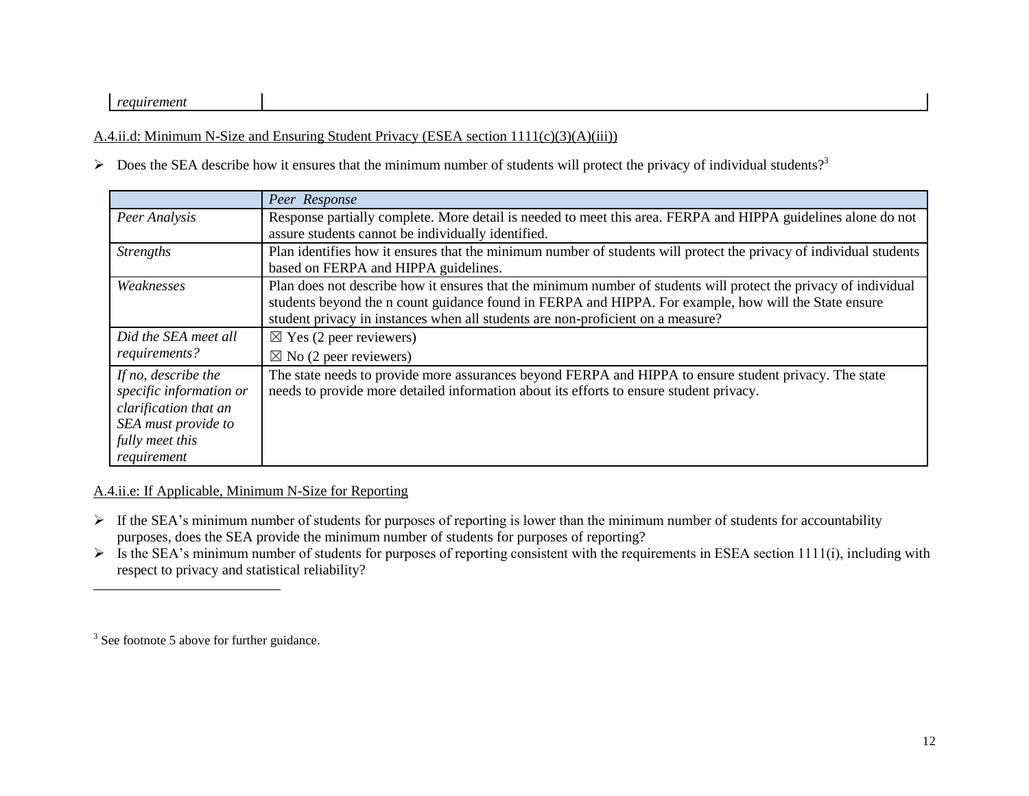| | |
|---|---|
| *requirement* | |

A.4.ii.d: Minimum N-Size and Ensuring Student Privacy (ESEA section 1111(c)(3)(A)(iii))

- Does the SEA describe how it ensures that the minimum number of students will protect the privacy of individual students?[3]

| | *Peer Response* |
|---|---|
| *Peer Analysis* | Response partially complete. More detail is needed to meet this area. FERPA and HIPPA guidelines alone do not assure students cannot be individually identified. |
| *Strengths* | Plan identifies how it ensures that the minimum number of students will protect the privacy of individual students based on FERPA and HIPPA guidelines. |
| *Weaknesses* | Plan does not describe how it ensures that the minimum number of students will protect the privacy of individual students beyond the n count guidance found in FERPA and HIPPA. For example, how will the State ensure student privacy in instances when all students are non-proficient on a measure? |
| *Did the SEA meet all requirements?* | ☒ Yes (2 peer reviewers)<br>☒ No (2 peer reviewers) |
| *If no, describe the specific information or clarification that an SEA must provide to fully meet this requirement* | The state needs to provide more assurances beyond FERPA and HIPPA to ensure student privacy. The state needs to provide more detailed information about its efforts to ensure student privacy. |

A.4.ii.e: If Applicable, Minimum N-Size for Reporting

- If the SEA's minimum number of students for purposes of reporting is lower than the minimum number of students for accountability purposes, does the SEA provide the minimum number of students for purposes of reporting?
- Is the SEA's minimum number of students for purposes of reporting consistent with the requirements in ESEA section 1111(i), including with respect to privacy and statistical reliability?

[3] See footnote 5 above for further guidance.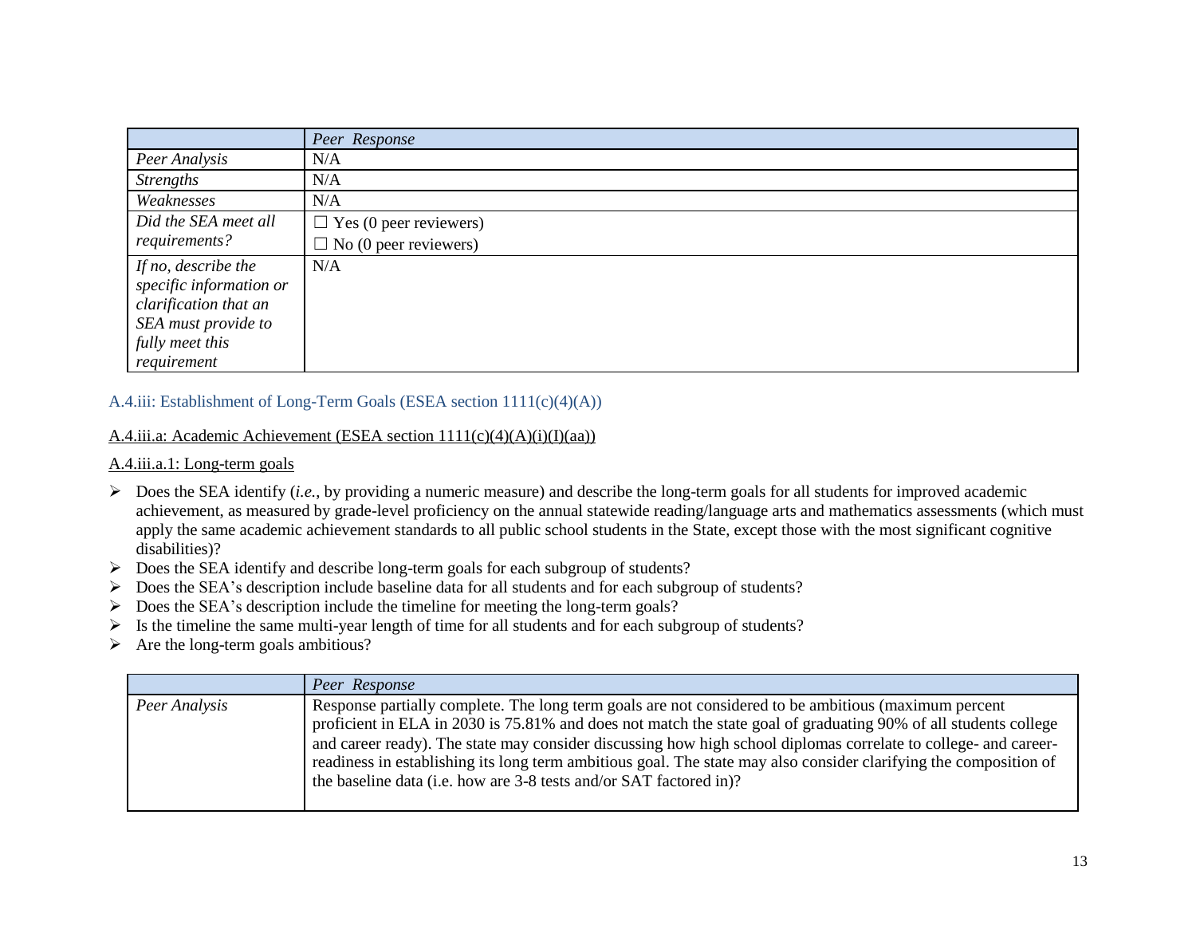| | *Peer Response* |
|---|---|
| *Peer Analysis* | N/A |
| *Strengths* | N/A |
| *Weaknesses* | N/A |
| *Did the SEA meet all requirements?* | ☐ Yes (0 peer reviewers)<br>☐ No (0 peer reviewers) |
| *If no, describe the specific information or clarification that an SEA must provide to fully meet this requirement* | N/A |

### A.4.iii: Establishment of Long-Term Goals (ESEA section 1111(c)(4)(A))

A.4.iii.a: Academic Achievement (ESEA section 1111(c)(4)(A)(i)(I)(aa))

A.4.iii.a.1: Long-term goals

- Does the SEA identify (*i.e.*, by providing a numeric measure) and describe the long-term goals for all students for improved academic achievement, as measured by grade-level proficiency on the annual statewide reading/language arts and mathematics assessments (which must apply the same academic achievement standards to all public school students in the State, except those with the most significant cognitive disabilities)?
- Does the SEA identify and describe long-term goals for each subgroup of students?
- Does the SEA's description include baseline data for all students and for each subgroup of students?
- Does the SEA's description include the timeline for meeting the long-term goals?
- Is the timeline the same multi-year length of time for all students and for each subgroup of students?
- Are the long-term goals ambitious?

| | *Peer Response* |
|---|---|
| *Peer Analysis* | Response partially complete. The long term goals are not considered to be ambitious (maximum percent proficient in ELA in 2030 is 75.81% and does not match the state goal of graduating 90% of all students college and career ready). The state may consider discussing how high school diplomas correlate to college- and career-readiness in establishing its long term ambitious goal. The state may also consider clarifying the composition of the baseline data (i.e. how are 3-8 tests and/or SAT factored in)? |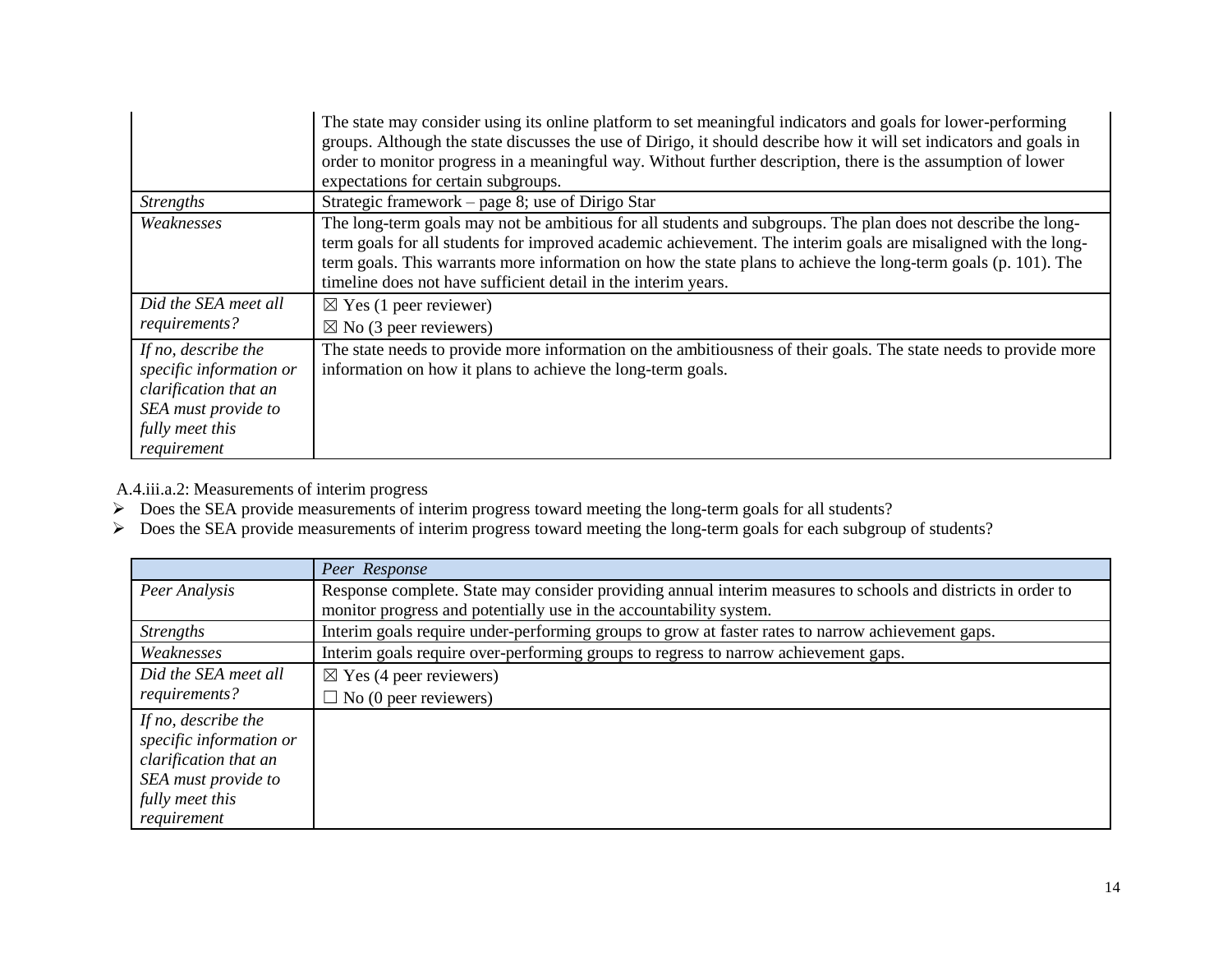| | |
|---|---|
| | The state may consider using its online platform to set meaningful indicators and goals for lower-performing groups. Although the state discusses the use of Dirigo, it should describe how it will set indicators and goals in order to monitor progress in a meaningful way. Without further description, there is the assumption of lower expectations for certain subgroups. |
| *Strengths* | Strategic framework – page 8; use of Dirigo Star |
| *Weaknesses* | The long-term goals may not be ambitious for all students and subgroups. The plan does not describe the long-term goals for all students for improved academic achievement. The interim goals are misaligned with the long-term goals. This warrants more information on how the state plans to achieve the long-term goals (p. 101). The timeline does not have sufficient detail in the interim years. |
| *Did the SEA meet all requirements?* | ☒ Yes (1 peer reviewer)<br>☒ No (3 peer reviewers) |
| *If no, describe the specific information or clarification that an SEA must provide to fully meet this requirement* | The state needs to provide more information on the ambitiousness of their goals. The state needs to provide more information on how it plans to achieve the long-term goals. |

A.4.iii.a.2: Measurements of interim progress

- Does the SEA provide measurements of interim progress toward meeting the long-term goals for all students?
- Does the SEA provide measurements of interim progress toward meeting the long-term goals for each subgroup of students?

| | *Peer Response* |
|---|---|
| *Peer Analysis* | Response complete. State may consider providing annual interim measures to schools and districts in order to monitor progress and potentially use in the accountability system. |
| *Strengths* | Interim goals require under-performing groups to grow at faster rates to narrow achievement gaps. |
| *Weaknesses* | Interim goals require over-performing groups to regress to narrow achievement gaps. |
| *Did the SEA meet all requirements?* | ☒ Yes (4 peer reviewers)<br>☐ No (0 peer reviewers) |
| *If no, describe the specific information or clarification that an SEA must provide to fully meet this requirement* | |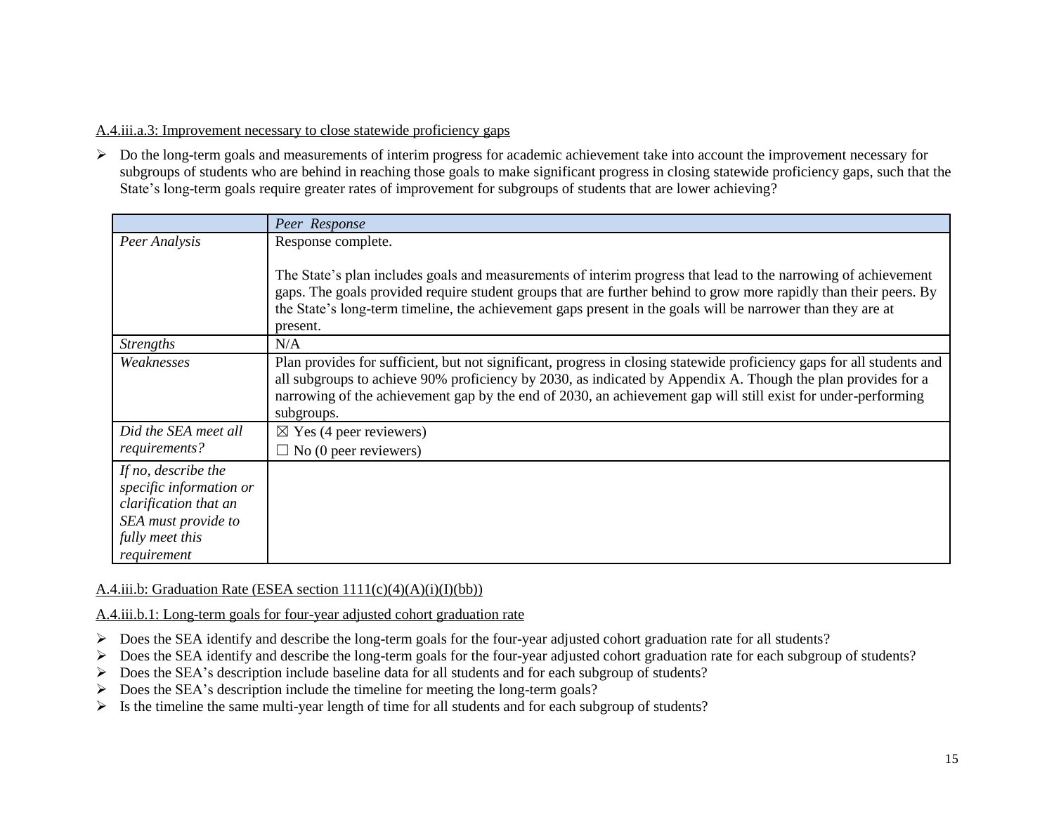A.4.iii.a.3: Improvement necessary to close statewide proficiency gaps

- Do the long-term goals and measurements of interim progress for academic achievement take into account the improvement necessary for subgroups of students who are behind in reaching those goals to make significant progress in closing statewide proficiency gaps, such that the State's long-term goals require greater rates of improvement for subgroups of students that are lower achieving?

| | *Peer Response* |
|---|---|
| *Peer Analysis* | Response complete.<br><br>The State's plan includes goals and measurements of interim progress that lead to the narrowing of achievement gaps. The goals provided require student groups that are further behind to grow more rapidly than their peers. By the State's long-term timeline, the achievement gaps present in the goals will be narrower than they are at present. |
| *Strengths* | N/A |
| *Weaknesses* | Plan provides for sufficient, but not significant, progress in closing statewide proficiency gaps for all students and all subgroups to achieve 90% proficiency by 2030, as indicated by Appendix A. Though the plan provides for a narrowing of the achievement gap by the end of 2030, an achievement gap will still exist for under-performing subgroups. |
| *Did the SEA meet all requirements?* | ☒ Yes (4 peer reviewers)<br>☐ No (0 peer reviewers) |
| *If no, describe the specific information or clarification that an SEA must provide to fully meet this requirement* | |

A.4.iii.b: Graduation Rate (ESEA section 1111(c)(4)(A)(i)(I)(bb))

A.4.iii.b.1: Long-term goals for four-year adjusted cohort graduation rate

- Does the SEA identify and describe the long-term goals for the four-year adjusted cohort graduation rate for all students?
- Does the SEA identify and describe the long-term goals for the four-year adjusted cohort graduation rate for each subgroup of students?
- Does the SEA's description include baseline data for all students and for each subgroup of students?
- Does the SEA's description include the timeline for meeting the long-term goals?
- Is the timeline the same multi-year length of time for all students and for each subgroup of students?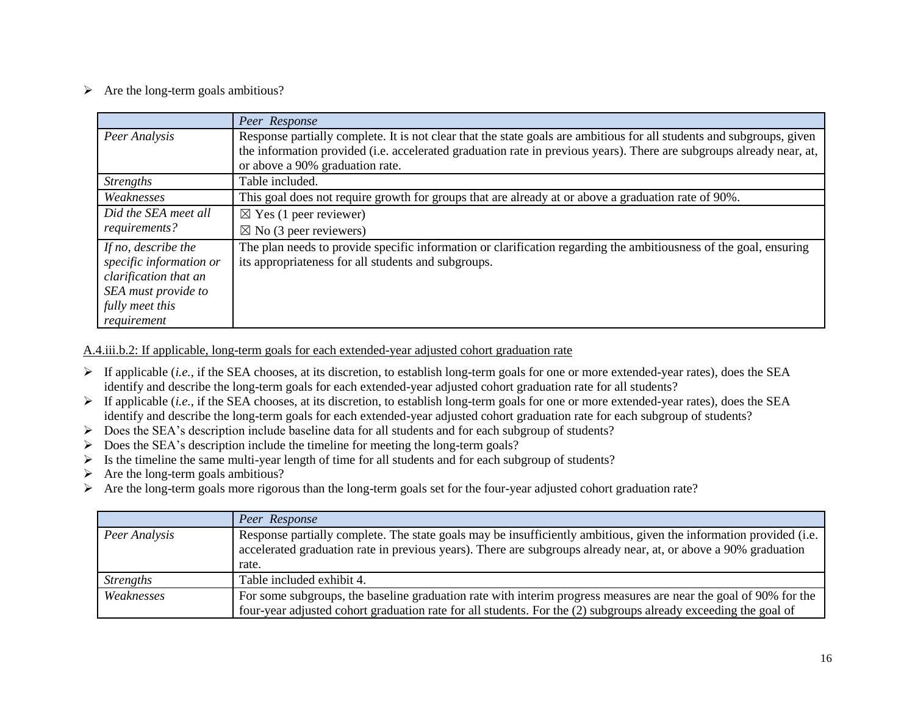- Are the long-term goals ambitious?

| | *Peer Response* |
|---|---|
| *Peer Analysis* | Response partially complete. It is not clear that the state goals are ambitious for all students and subgroups, given the information provided (i.e. accelerated graduation rate in previous years). There are subgroups already near, at, or above a 90% graduation rate. |
| *Strengths* | Table included. |
| *Weaknesses* | This goal does not require growth for groups that are already at or above a graduation rate of 90%. |
| *Did the SEA meet all requirements?* | ☒ Yes (1 peer reviewer)<br>☒ No (3 peer reviewers) |
| *If no, describe the specific information or clarification that an SEA must provide to fully meet this requirement* | The plan needs to provide specific information or clarification regarding the ambitiousness of the goal, ensuring its appropriateness for all students and subgroups. |

<u>A.4.iii.b.2: If applicable, long-term goals for each extended-year adjusted cohort graduation rate</u>

- If applicable (*i.e.*, if the SEA chooses, at its discretion, to establish long-term goals for one or more extended-year rates), does the SEA identify and describe the long-term goals for each extended-year adjusted cohort graduation rate for all students?
- If applicable (*i.e.*, if the SEA chooses, at its discretion, to establish long-term goals for one or more extended-year rates), does the SEA identify and describe the long-term goals for each extended-year adjusted cohort graduation rate for each subgroup of students?
- Does the SEA's description include baseline data for all students and for each subgroup of students?
- Does the SEA's description include the timeline for meeting the long-term goals?
- Is the timeline the same multi-year length of time for all students and for each subgroup of students?
- Are the long-term goals ambitious?
- Are the long-term goals more rigorous than the long-term goals set for the four-year adjusted cohort graduation rate?

| | *Peer Response* |
|---|---|
| *Peer Analysis* | Response partially complete. The state goals may be insufficiently ambitious, given the information provided (i.e. accelerated graduation rate in previous years). There are subgroups already near, at, or above a 90% graduation rate. |
| *Strengths* | Table included exhibit 4. |
| *Weaknesses* | For some subgroups, the baseline graduation rate with interim progress measures are near the goal of 90% for the four-year adjusted cohort graduation rate for all students. For the (2) subgroups already exceeding the goal of |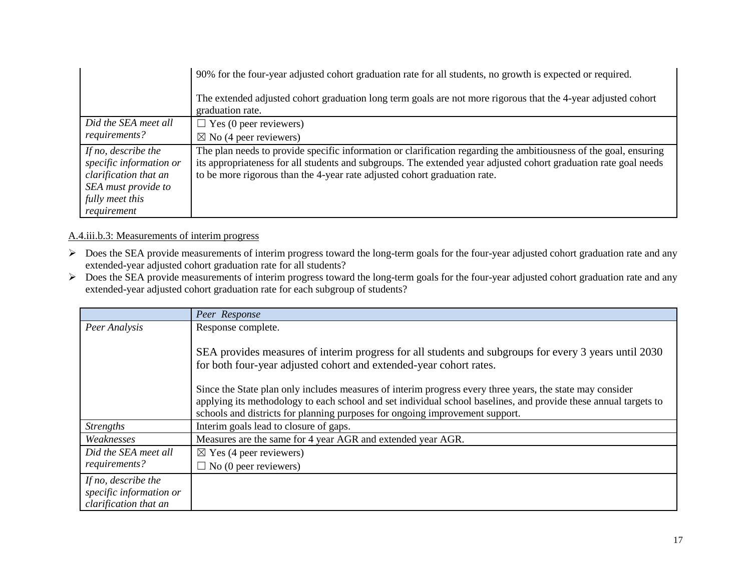| | |
|---|---|
| | 90% for the four-year adjusted cohort graduation rate for all students, no growth is expected or required.<br><br>The extended adjusted cohort graduation long term goals are not more rigorous that the 4-year adjusted cohort graduation rate. |
| *Did the SEA meet all requirements?* | ☐ Yes (0 peer reviewers)<br>☒ No (4 peer reviewers) |
| *If no, describe the specific information or clarification that an SEA must provide to fully meet this requirement* | The plan needs to provide specific information or clarification regarding the ambitiousness of the goal, ensuring its appropriateness for all students and subgroups. The extended year adjusted cohort graduation rate goal needs to be more rigorous than the 4-year rate adjusted cohort graduation rate. |

A.4.iii.b.3: Measurements of interim progress

- Does the SEA provide measurements of interim progress toward the long-term goals for the four-year adjusted cohort graduation rate and any extended-year adjusted cohort graduation rate for all students?
- Does the SEA provide measurements of interim progress toward the long-term goals for the four-year adjusted cohort graduation rate and any extended-year adjusted cohort graduation rate for each subgroup of students?

| | *Peer Response* |
|---|---|
| *Peer Analysis* | Response complete.<br><br>SEA provides measures of interim progress for all students and subgroups for every 3 years until 2030 for both four-year adjusted cohort and extended-year cohort rates.<br><br>Since the State plan only includes measures of interim progress every three years, the state may consider applying its methodology to each school and set individual school baselines, and provide these annual targets to schools and districts for planning purposes for ongoing improvement support. |
| *Strengths* | Interim goals lead to closure of gaps. |
| *Weaknesses* | Measures are the same for 4 year AGR and extended year AGR. |
| *Did the SEA meet all requirements?* | ☒ Yes (4 peer reviewers)<br>☐ No (0 peer reviewers) |
| *If no, describe the specific information or clarification that an* | |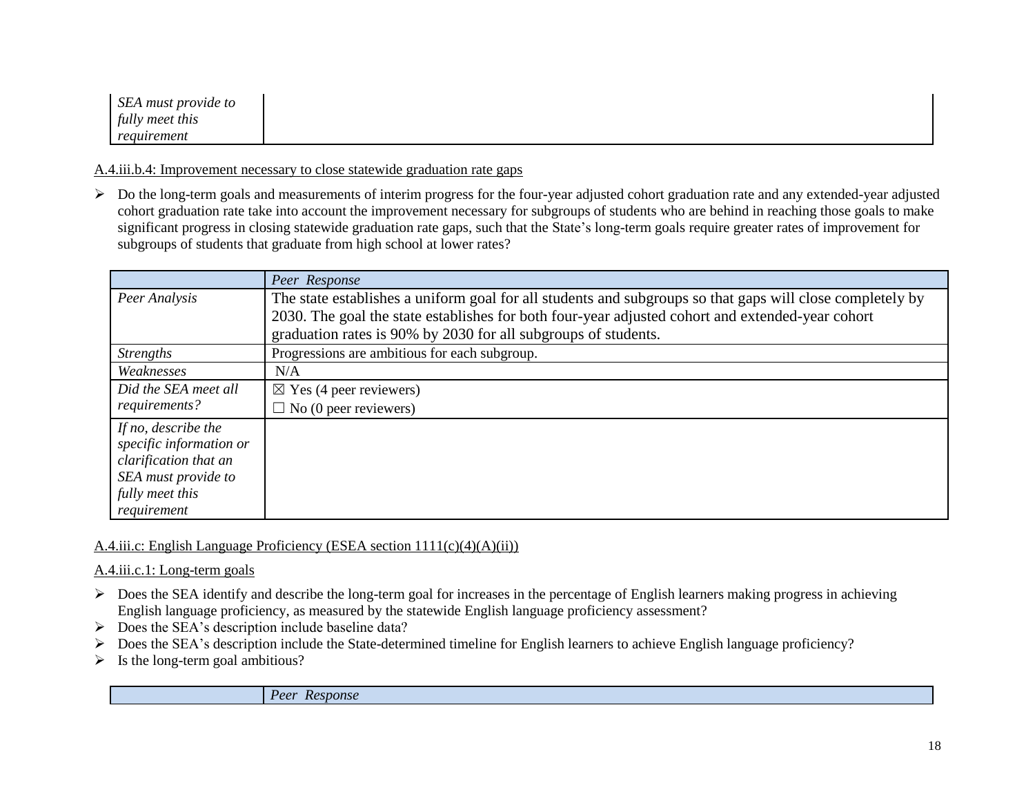| | |
|---|---|
| *SEA must provide to fully meet this requirement* | |

A.4.iii.b.4: Improvement necessary to close statewide graduation rate gaps

- Do the long-term goals and measurements of interim progress for the four-year adjusted cohort graduation rate and any extended-year adjusted cohort graduation rate take into account the improvement necessary for subgroups of students who are behind in reaching those goals to make significant progress in closing statewide graduation rate gaps, such that the State's long-term goals require greater rates of improvement for subgroups of students that graduate from high school at lower rates?

| | *Peer Response* |
|---|---|
| *Peer Analysis* | The state establishes a uniform goal for all students and subgroups so that gaps will close completely by 2030. The goal the state establishes for both four-year adjusted cohort and extended-year cohort graduation rates is 90% by 2030 for all subgroups of students. |
| *Strengths* | Progressions are ambitious for each subgroup. |
| *Weaknesses* | N/A |
| *Did the SEA meet all requirements?* | ☒ Yes (4 peer reviewers)<br>☐ No (0 peer reviewers) |
| *If no, describe the specific information or clarification that an SEA must provide to fully meet this requirement* | |

A.4.iii.c: English Language Proficiency (ESEA section 1111(c)(4)(A)(ii))

A.4.iii.c.1: Long-term goals

- Does the SEA identify and describe the long-term goal for increases in the percentage of English learners making progress in achieving English language proficiency, as measured by the statewide English language proficiency assessment?
- Does the SEA's description include baseline data?
- Does the SEA's description include the State-determined timeline for English learners to achieve English language proficiency?
- Is the long-term goal ambitious?

| | *Peer Response* |
|---|---|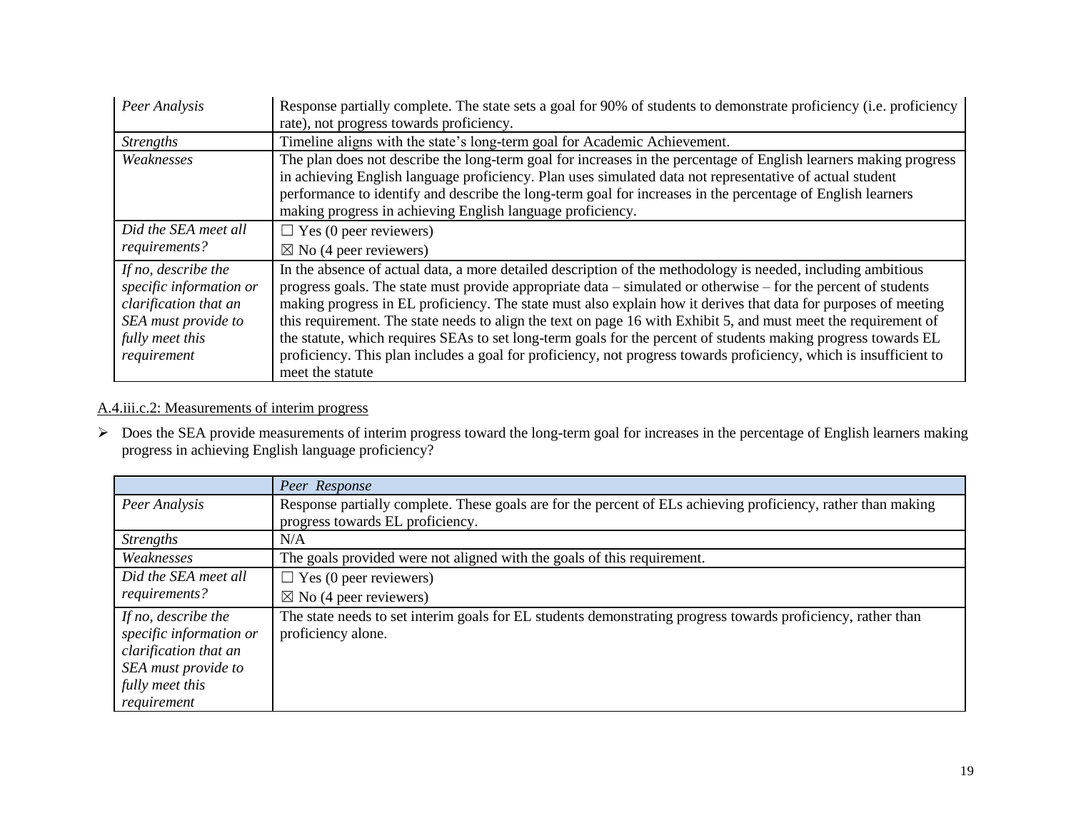| | |
|---|---|
| *Peer Analysis* | Response partially complete. The state sets a goal for 90% of students to demonstrate proficiency (i.e. proficiency rate), not progress towards proficiency. |
| *Strengths* | Timeline aligns with the state's long-term goal for Academic Achievement. |
| *Weaknesses* | The plan does not describe the long-term goal for increases in the percentage of English learners making progress in achieving English language proficiency. Plan uses simulated data not representative of actual student performance to identify and describe the long-term goal for increases in the percentage of English learners making progress in achieving English language proficiency. |
| *Did the SEA meet all requirements?* | ☐ Yes (0 peer reviewers)<br>☒ No (4 peer reviewers) |
| *If no, describe the specific information or clarification that an SEA must provide to fully meet this requirement* | In the absence of actual data, a more detailed description of the methodology is needed, including ambitious progress goals. The state must provide appropriate data – simulated or otherwise – for the percent of students making progress in EL proficiency. The state must also explain how it derives that data for purposes of meeting this requirement. The state needs to align the text on page 16 with Exhibit 5, and must meet the requirement of the statute, which requires SEAs to set long-term goals for the percent of students making progress towards EL proficiency. This plan includes a goal for proficiency, not progress towards proficiency, which is insufficient to meet the statute |

A.4.iii.c.2: Measurements of interim progress

- Does the SEA provide measurements of interim progress toward the long-term goal for increases in the percentage of English learners making progress in achieving English language proficiency?

| | *Peer Response* |
|---|---|
| *Peer Analysis* | Response partially complete. These goals are for the percent of ELs achieving proficiency, rather than making progress towards EL proficiency. |
| *Strengths* | N/A |
| *Weaknesses* | The goals provided were not aligned with the goals of this requirement. |
| *Did the SEA meet all requirements?* | ☐ Yes (0 peer reviewers)<br>☒ No (4 peer reviewers) |
| *If no, describe the specific information or clarification that an SEA must provide to fully meet this requirement* | The state needs to set interim goals for EL students demonstrating progress towards proficiency, rather than proficiency alone. |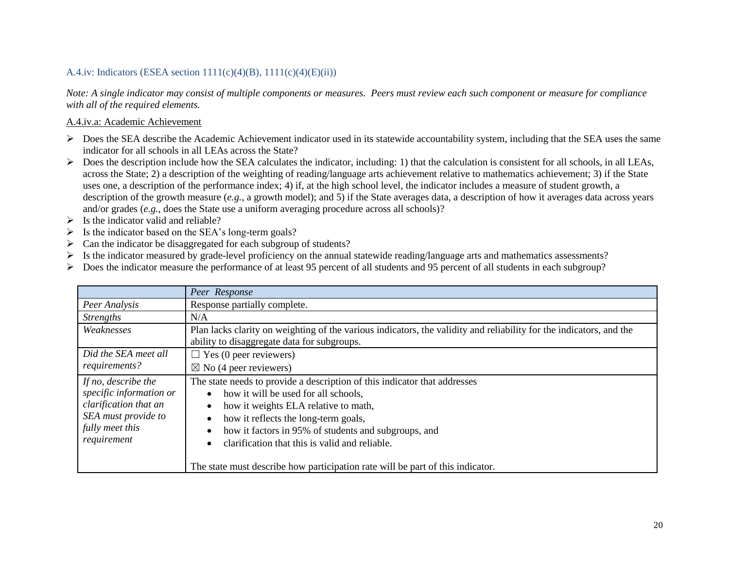### A.4.iv: Indicators (ESEA section 1111(c)(4)(B), 1111(c)(4)(E)(ii))

*Note: A single indicator may consist of multiple components or measures. Peers must review each such component or measure for compliance with all of the required elements.*

<u>A.4.iv.a: Academic Achievement</u>

- Does the SEA describe the Academic Achievement indicator used in its statewide accountability system, including that the SEA uses the same indicator for all schools in all LEAs across the State?
- Does the description include how the SEA calculates the indicator, including: 1) that the calculation is consistent for all schools, in all LEAs, across the State; 2) a description of the weighting of reading/language arts achievement relative to mathematics achievement; 3) if the State uses one, a description of the performance index; 4) if, at the high school level, the indicator includes a measure of student growth, a description of the growth measure (*e.g.*, a growth model); and 5) if the State averages data, a description of how it averages data across years and/or grades (*e.g.*, does the State use a uniform averaging procedure across all schools)?
- Is the indicator valid and reliable?
- Is the indicator based on the SEA's long-term goals?
- Can the indicator be disaggregated for each subgroup of students?
- Is the indicator measured by grade-level proficiency on the annual statewide reading/language arts and mathematics assessments?
- Does the indicator measure the performance of at least 95 percent of all students and 95 percent of all students in each subgroup?

| | *Peer Response* |
|---|---|
| *Peer Analysis* | Response partially complete. |
| *Strengths* | N/A |
| *Weaknesses* | Plan lacks clarity on weighting of the various indicators, the validity and reliability for the indicators, and the ability to disaggregate data for subgroups. |
| *Did the SEA meet all requirements?* | ☐ Yes (0 peer reviewers)<br>☒ No (4 peer reviewers) |
| *If no, describe the specific information or clarification that an SEA must provide to fully meet this requirement* | The state needs to provide a description of this indicator that addresses<br>• how it will be used for all schools,<br>• how it weights ELA relative to math,<br>• how it reflects the long-term goals,<br>• how it factors in 95% of students and subgroups, and<br>• clarification that this is valid and reliable.<br><br>The state must describe how participation rate will be part of this indicator. |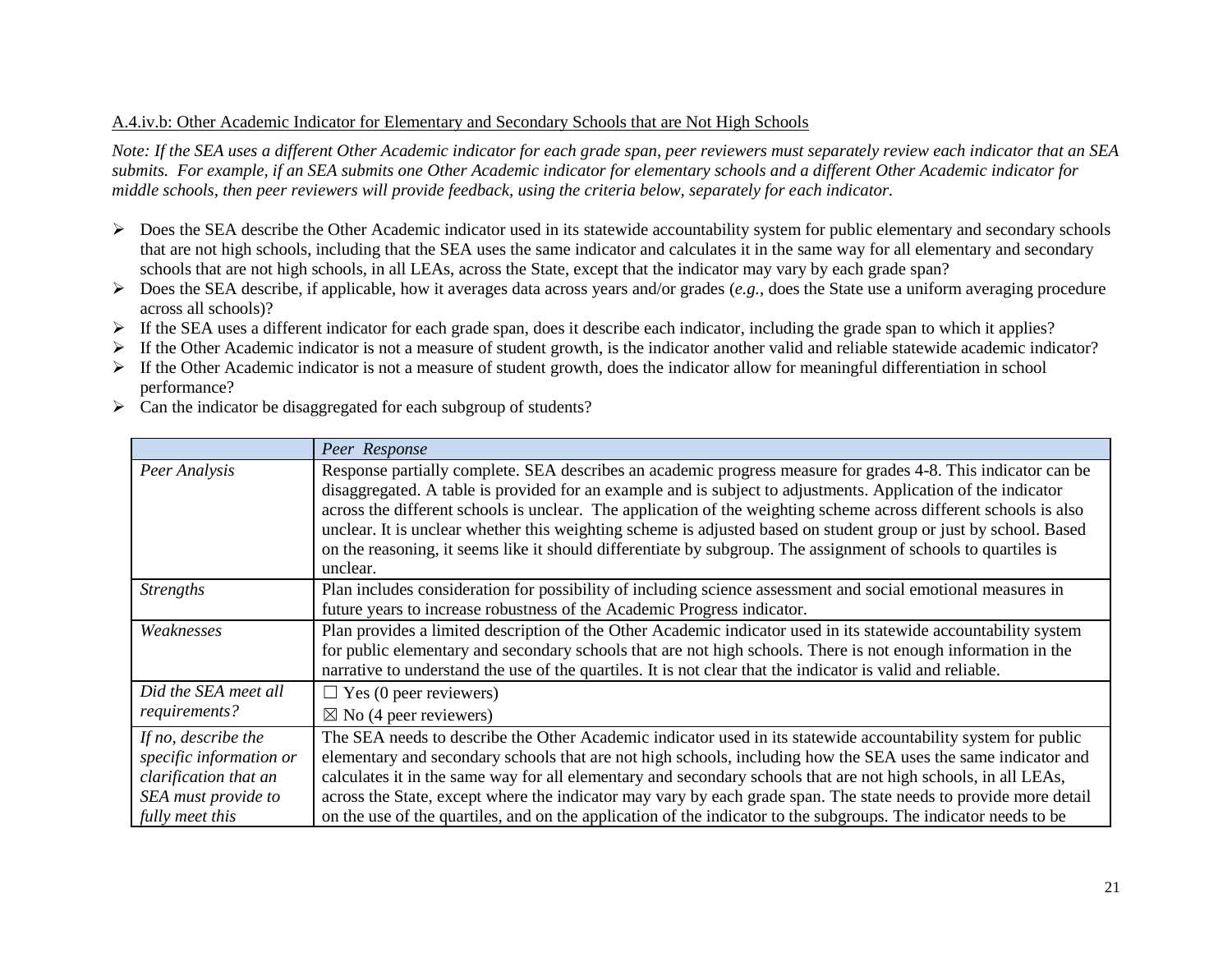A.4.iv.b: Other Academic Indicator for Elementary and Secondary Schools that are Not High Schools

*Note: If the SEA uses a different Other Academic indicator for each grade span, peer reviewers must separately review each indicator that an SEA submits. For example, if an SEA submits one Other Academic indicator for elementary schools and a different Other Academic indicator for middle schools, then peer reviewers will provide feedback, using the criteria below, separately for each indicator.*

- Does the SEA describe the Other Academic indicator used in its statewide accountability system for public elementary and secondary schools that are not high schools, including that the SEA uses the same indicator and calculates it in the same way for all elementary and secondary schools that are not high schools, in all LEAs, across the State, except that the indicator may vary by each grade span?
- Does the SEA describe, if applicable, how it averages data across years and/or grades (*e.g.*, does the State use a uniform averaging procedure across all schools)?
- If the SEA uses a different indicator for each grade span, does it describe each indicator, including the grade span to which it applies?
- If the Other Academic indicator is not a measure of student growth, is the indicator another valid and reliable statewide academic indicator?
- If the Other Academic indicator is not a measure of student growth, does the indicator allow for meaningful differentiation in school performance?
- Can the indicator be disaggregated for each subgroup of students?

| | *Peer Response* |
|---|---|
| *Peer Analysis* | Response partially complete. SEA describes an academic progress measure for grades 4-8. This indicator can be disaggregated. A table is provided for an example and is subject to adjustments. Application of the indicator across the different schools is unclear. The application of the weighting scheme across different schools is also unclear. It is unclear whether this weighting scheme is adjusted based on student group or just by school. Based on the reasoning, it seems like it should differentiate by subgroup. The assignment of schools to quartiles is unclear. |
| *Strengths* | Plan includes consideration for possibility of including science assessment and social emotional measures in future years to increase robustness of the Academic Progress indicator. |
| *Weaknesses* | Plan provides a limited description of the Other Academic indicator used in its statewide accountability system for public elementary and secondary schools that are not high schools. There is not enough information in the narrative to understand the use of the quartiles. It is not clear that the indicator is valid and reliable. |
| *Did the SEA meet all requirements?* | ☐ Yes (0 peer reviewers)<br>☒ No (4 peer reviewers) |
| *If no, describe the specific information or clarification that an SEA must provide to fully meet this* | The SEA needs to describe the Other Academic indicator used in its statewide accountability system for public elementary and secondary schools that are not high schools, including how the SEA uses the same indicator and calculates it in the same way for all elementary and secondary schools that are not high schools, in all LEAs, across the State, except where the indicator may vary by each grade span. The state needs to provide more detail on the use of the quartiles, and on the application of the indicator to the subgroups. The indicator needs to be |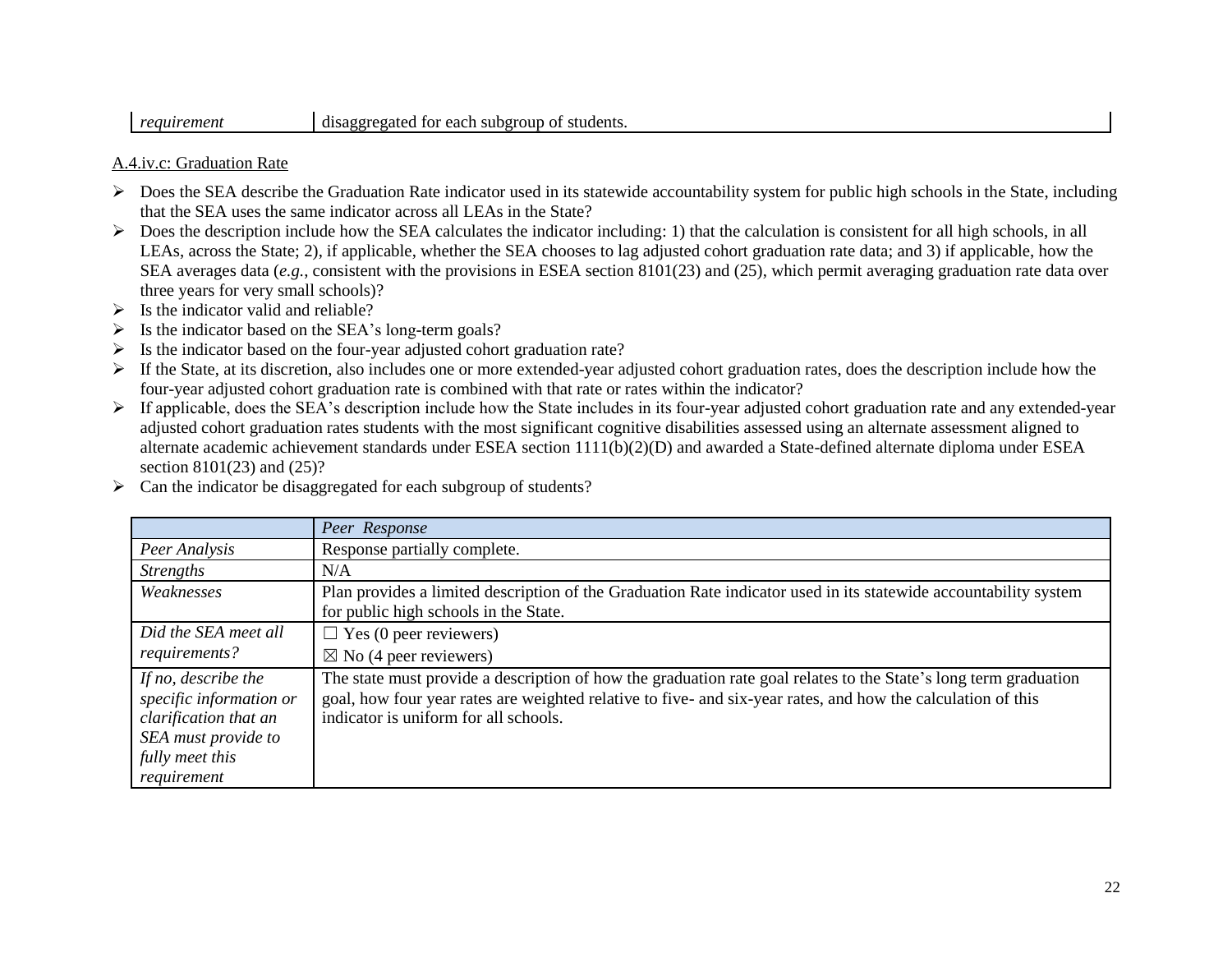| *requirement* | disaggregated for each subgroup of students. |
| --- | --- |

A.4.iv.c: Graduation Rate

- Does the SEA describe the Graduation Rate indicator used in its statewide accountability system for public high schools in the State, including that the SEA uses the same indicator across all LEAs in the State?
- Does the description include how the SEA calculates the indicator including: 1) that the calculation is consistent for all high schools, in all LEAs, across the State; 2), if applicable, whether the SEA chooses to lag adjusted cohort graduation rate data; and 3) if applicable, how the SEA averages data (*e.g.*, consistent with the provisions in ESEA section 8101(23) and (25), which permit averaging graduation rate data over three years for very small schools)?
- Is the indicator valid and reliable?
- Is the indicator based on the SEA's long-term goals?
- Is the indicator based on the four-year adjusted cohort graduation rate?
- If the State, at its discretion, also includes one or more extended-year adjusted cohort graduation rates, does the description include how the four-year adjusted cohort graduation rate is combined with that rate or rates within the indicator?
- If applicable, does the SEA's description include how the State includes in its four-year adjusted cohort graduation rate and any extended-year adjusted cohort graduation rates students with the most significant cognitive disabilities assessed using an alternate assessment aligned to alternate academic achievement standards under ESEA section 1111(b)(2)(D) and awarded a State-defined alternate diploma under ESEA section 8101(23) and (25)?
- Can the indicator be disaggregated for each subgroup of students?

| | *Peer Response* |
| --- | --- |
| *Peer Analysis* | Response partially complete. |
| *Strengths* | N/A |
| *Weaknesses* | Plan provides a limited description of the Graduation Rate indicator used in its statewide accountability system for public high schools in the State. |
| *Did the SEA meet all requirements?* | ☐ Yes (0 peer reviewers)<br>☒ No (4 peer reviewers) |
| *If no, describe the specific information or clarification that an SEA must provide to fully meet this requirement* | The state must provide a description of how the graduation rate goal relates to the State's long term graduation goal, how four year rates are weighted relative to five- and six-year rates, and how the calculation of this indicator is uniform for all schools. |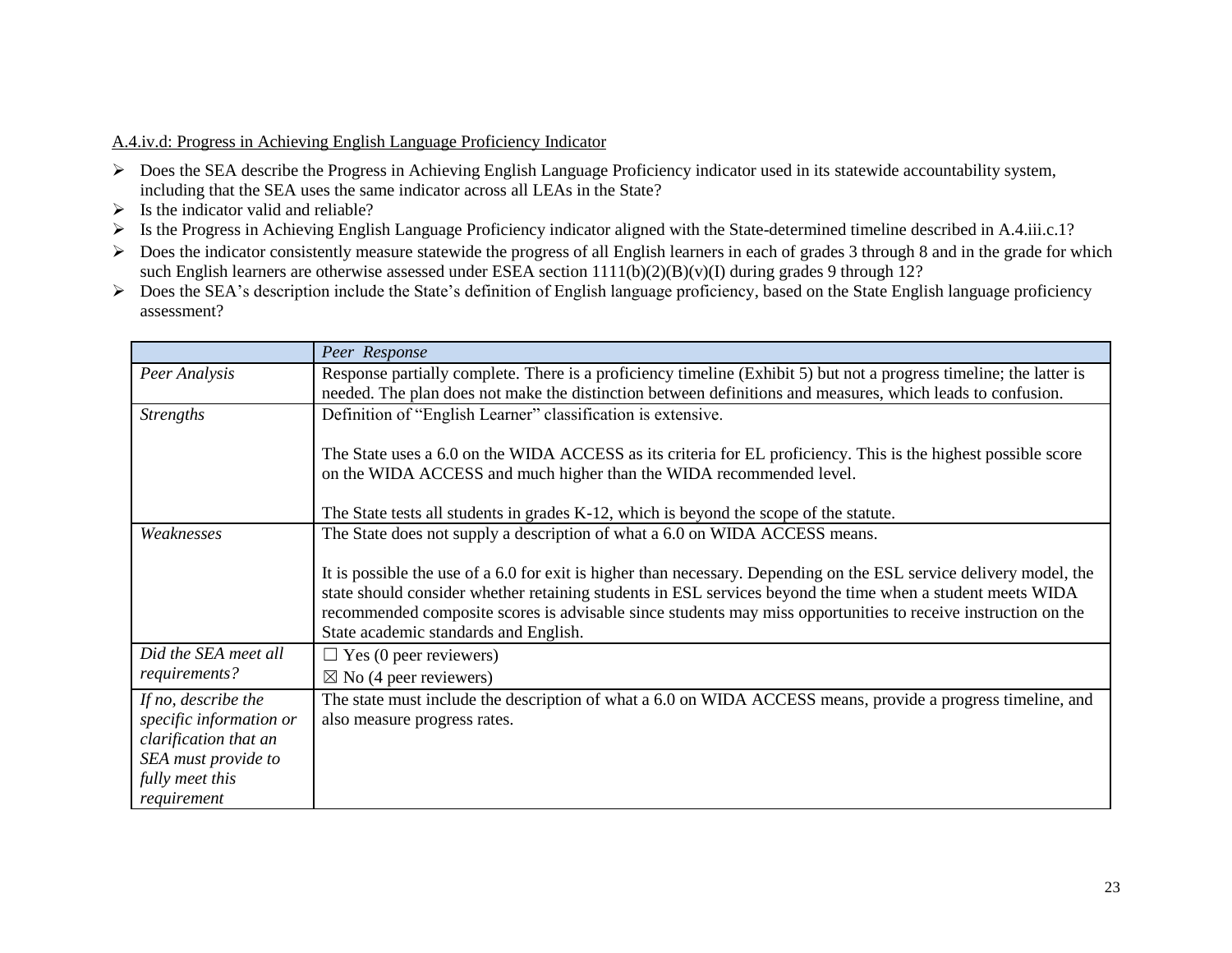A.4.iv.d: Progress in Achieving English Language Proficiency Indicator

- Does the SEA describe the Progress in Achieving English Language Proficiency indicator used in its statewide accountability system, including that the SEA uses the same indicator across all LEAs in the State?
- Is the indicator valid and reliable?
- Is the Progress in Achieving English Language Proficiency indicator aligned with the State-determined timeline described in A.4.iii.c.1?
- Does the indicator consistently measure statewide the progress of all English learners in each of grades 3 through 8 and in the grade for which such English learners are otherwise assessed under ESEA section 1111(b)(2)(B)(v)(I) during grades 9 through 12?
- Does the SEA's description include the State's definition of English language proficiency, based on the State English language proficiency assessment?

| | *Peer Response* |
|---|---|
| *Peer Analysis* | Response partially complete. There is a proficiency timeline (Exhibit 5) but not a progress timeline; the latter is needed. The plan does not make the distinction between definitions and measures, which leads to confusion. |
| *Strengths* | Definition of "English Learner" classification is extensive.<br><br>The State uses a 6.0 on the WIDA ACCESS as its criteria for EL proficiency. This is the highest possible score on the WIDA ACCESS and much higher than the WIDA recommended level.<br><br>The State tests all students in grades K-12, which is beyond the scope of the statute. |
| *Weaknesses* | The State does not supply a description of what a 6.0 on WIDA ACCESS means.<br><br>It is possible the use of a 6.0 for exit is higher than necessary. Depending on the ESL service delivery model, the state should consider whether retaining students in ESL services beyond the time when a student meets WIDA recommended composite scores is advisable since students may miss opportunities to receive instruction on the State academic standards and English. |
| *Did the SEA meet all requirements?* | ☐ Yes (0 peer reviewers)<br>☒ No (4 peer reviewers) |
| *If no, describe the specific information or clarification that an SEA must provide to fully meet this requirement* | The state must include the description of what a 6.0 on WIDA ACCESS means, provide a progress timeline, and also measure progress rates. |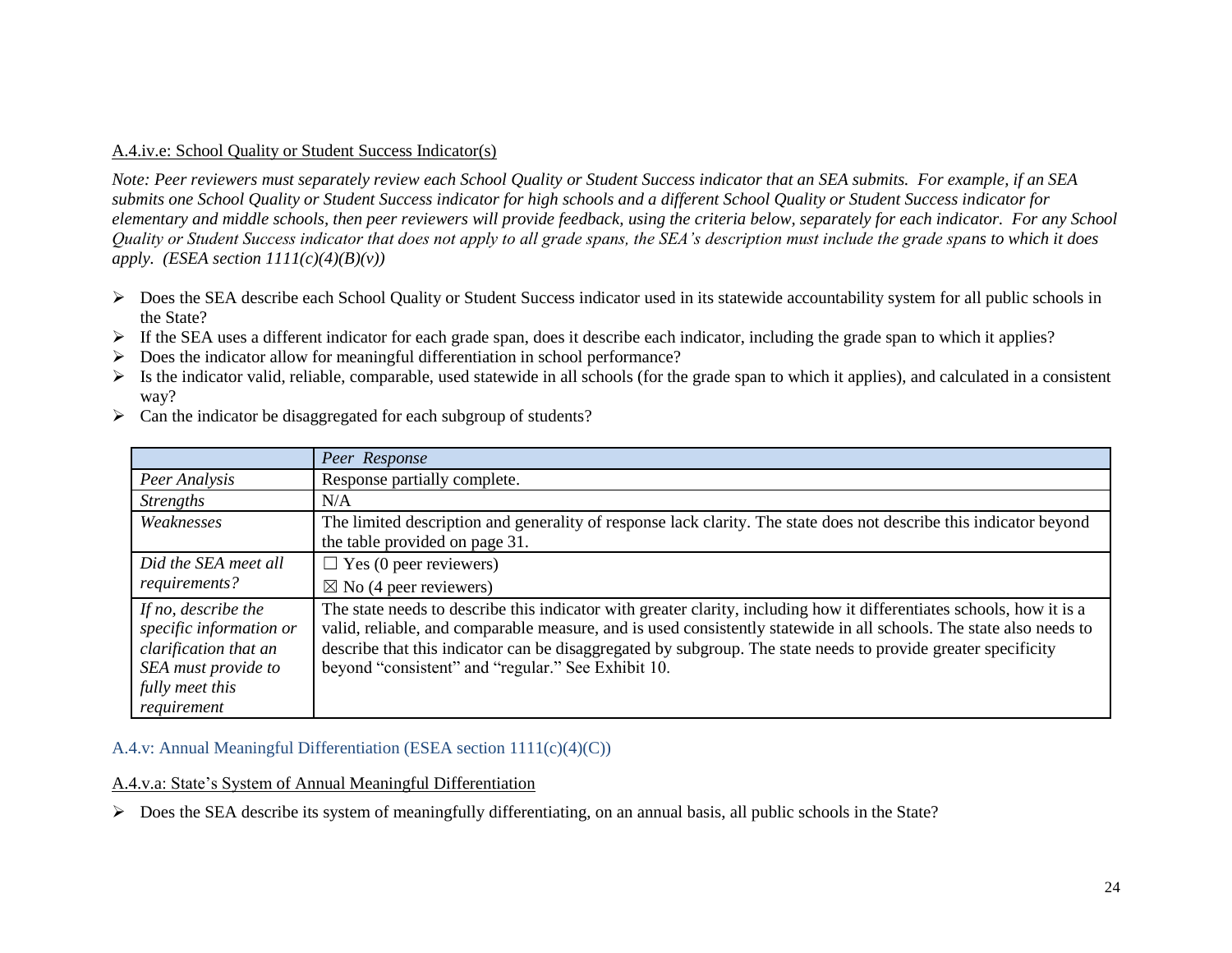A.4.iv.e: School Quality or Student Success Indicator(s)

*Note: Peer reviewers must separately review each School Quality or Student Success indicator that an SEA submits. For example, if an SEA submits one School Quality or Student Success indicator for high schools and a different School Quality or Student Success indicator for elementary and middle schools, then peer reviewers will provide feedback, using the criteria below, separately for each indicator. For any School Quality or Student Success indicator that does not apply to all grade spans, the SEA's description must include the grade spans to which it does apply. (ESEA section 1111(c)(4)(B)(v))*

- Does the SEA describe each School Quality or Student Success indicator used in its statewide accountability system for all public schools in the State?
- If the SEA uses a different indicator for each grade span, does it describe each indicator, including the grade span to which it applies?
- Does the indicator allow for meaningful differentiation in school performance?
- Is the indicator valid, reliable, comparable, used statewide in all schools (for the grade span to which it applies), and calculated in a consistent way?
- Can the indicator be disaggregated for each subgroup of students?

| | *Peer Response* |
|---|---|
| *Peer Analysis* | Response partially complete. |
| *Strengths* | N/A |
| *Weaknesses* | The limited description and generality of response lack clarity. The state does not describe this indicator beyond the table provided on page 31. |
| *Did the SEA meet all requirements?* | ☐ Yes (0 peer reviewers)<br>☒ No (4 peer reviewers) |
| *If no, describe the specific information or clarification that an SEA must provide to fully meet this requirement* | The state needs to describe this indicator with greater clarity, including how it differentiates schools, how it is a valid, reliable, and comparable measure, and is used consistently statewide in all schools. The state also needs to describe that this indicator can be disaggregated by subgroup. The state needs to provide greater specificity beyond "consistent" and "regular." See Exhibit 10. |

## A.4.v: Annual Meaningful Differentiation (ESEA section 1111(c)(4)(C))

A.4.v.a: State's System of Annual Meaningful Differentiation

- Does the SEA describe its system of meaningfully differentiating, on an annual basis, all public schools in the State?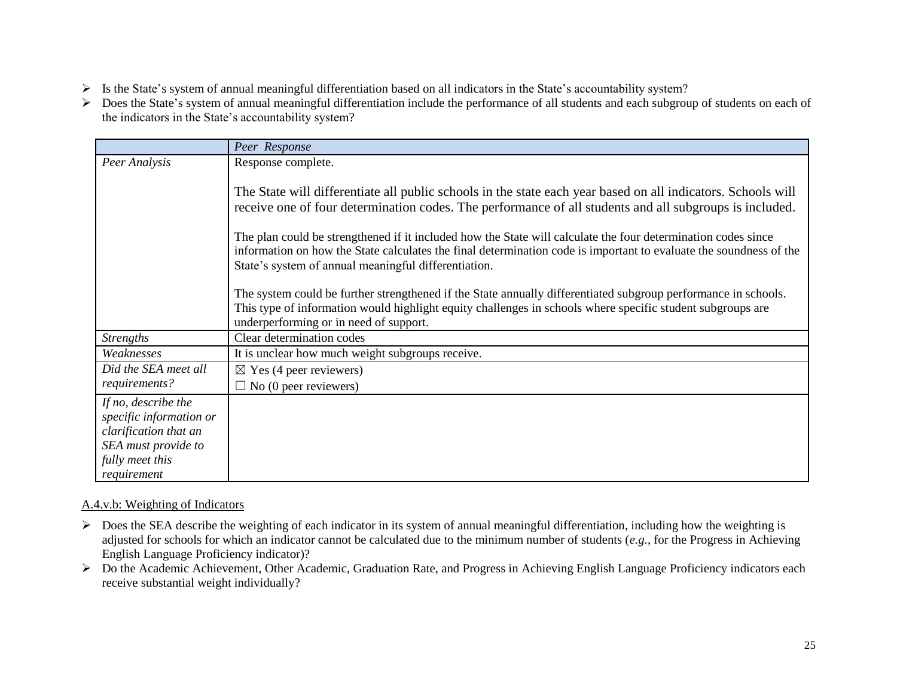- Is the State's system of annual meaningful differentiation based on all indicators in the State's accountability system?
- Does the State's system of annual meaningful differentiation include the performance of all students and each subgroup of students on each of the indicators in the State's accountability system?

| | *Peer Response* |
|---|---|
| *Peer Analysis* | Response complete.<br><br>The State will differentiate all public schools in the state each year based on all indicators. Schools will receive one of four determination codes. The performance of all students and all subgroups is included.<br><br>The plan could be strengthened if it included how the State will calculate the four determination codes since information on how the State calculates the final determination code is important to evaluate the soundness of the State's system of annual meaningful differentiation.<br><br>The system could be further strengthened if the State annually differentiated subgroup performance in schools. This type of information would highlight equity challenges in schools where specific student subgroups are underperforming or in need of support. |
| *Strengths* | Clear determination codes |
| *Weaknesses* | It is unclear how much weight subgroups receive. |
| *Did the SEA meet all requirements?* | ☒ Yes (4 peer reviewers)<br>☐ No (0 peer reviewers) |
| *If no, describe the specific information or clarification that an SEA must provide to fully meet this requirement* | |

<u>A.4.v.b: Weighting of Indicators</u>

- Does the SEA describe the weighting of each indicator in its system of annual meaningful differentiation, including how the weighting is adjusted for schools for which an indicator cannot be calculated due to the minimum number of students (*e.g.*, for the Progress in Achieving English Language Proficiency indicator)?
- Do the Academic Achievement, Other Academic, Graduation Rate, and Progress in Achieving English Language Proficiency indicators each receive substantial weight individually?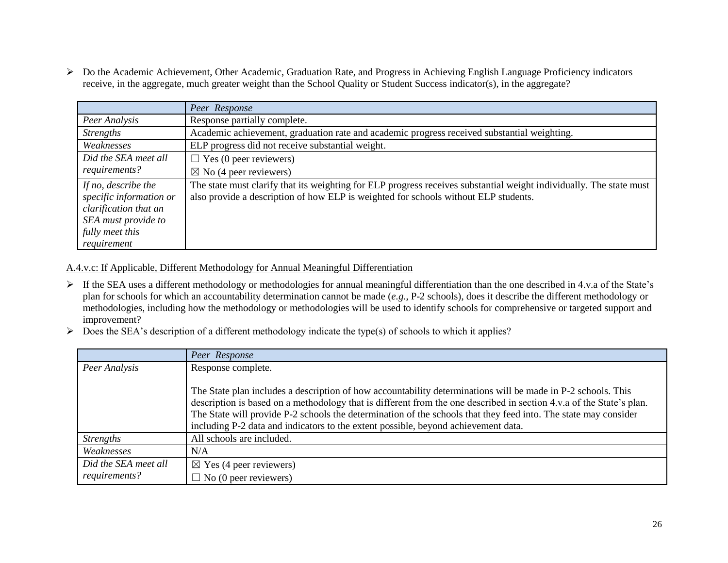- Do the Academic Achievement, Other Academic, Graduation Rate, and Progress in Achieving English Language Proficiency indicators receive, in the aggregate, much greater weight than the School Quality or Student Success indicator(s), in the aggregate?

| | *Peer Response* |
|---|---|
| *Peer Analysis* | Response partially complete. |
| *Strengths* | Academic achievement, graduation rate and academic progress received substantial weighting. |
| *Weaknesses* | ELP progress did not receive substantial weight. |
| *Did the SEA meet all requirements?* | ☐ Yes (0 peer reviewers)<br>☒ No (4 peer reviewers) |
| *If no, describe the specific information or clarification that an SEA must provide to fully meet this requirement* | The state must clarify that its weighting for ELP progress receives substantial weight individually. The state must also provide a description of how ELP is weighted for schools without ELP students. |

A.4.v.c: If Applicable, Different Methodology for Annual Meaningful Differentiation

- If the SEA uses a different methodology or methodologies for annual meaningful differentiation than the one described in 4.v.a of the State's plan for schools for which an accountability determination cannot be made (*e.g.*, P-2 schools), does it describe the different methodology or methodologies, including how the methodology or methodologies will be used to identify schools for comprehensive or targeted support and improvement?
- Does the SEA's description of a different methodology indicate the type(s) of schools to which it applies?

| | *Peer Response* |
|---|---|
| *Peer Analysis* | Response complete.<br><br>The State plan includes a description of how accountability determinations will be made in P-2 schools. This description is based on a methodology that is different from the one described in section 4.v.a of the State's plan. The State will provide P-2 schools the determination of the schools that they feed into. The state may consider including P-2 data and indicators to the extent possible, beyond achievement data. |
| *Strengths* | All schools are included. |
| *Weaknesses* | N/A |
| *Did the SEA meet all requirements?* | ☒ Yes (4 peer reviewers)<br>☐ No (0 peer reviewers) |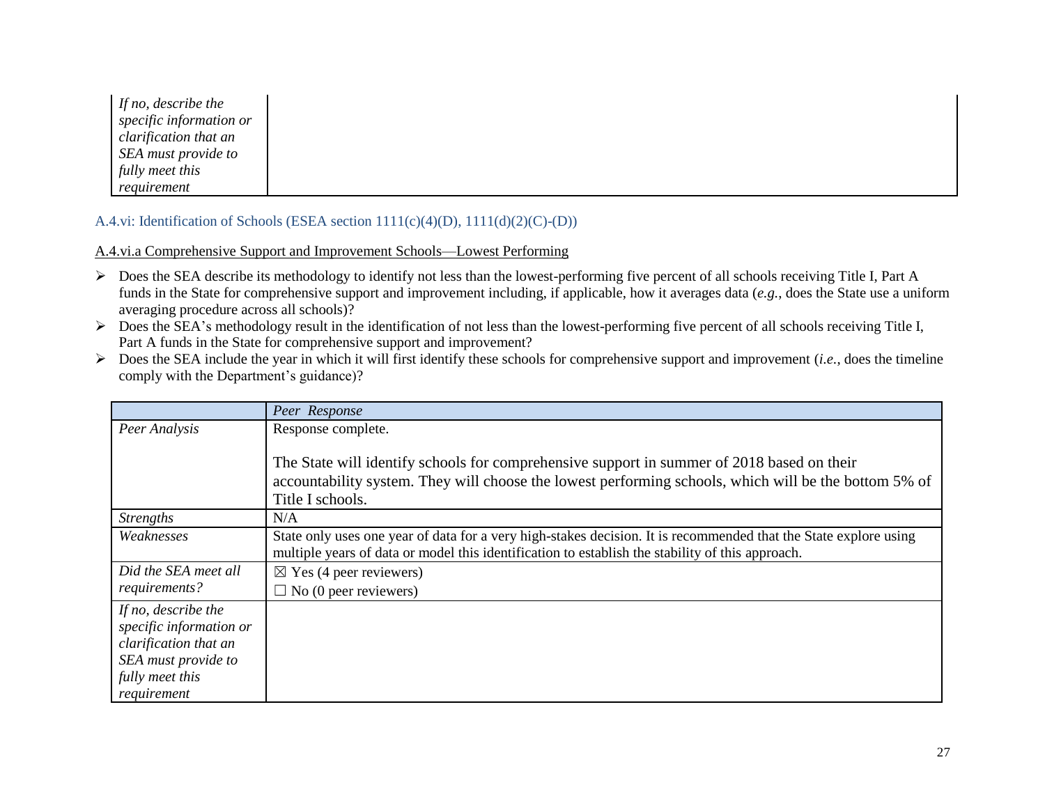| | |
|---|---|
| *If no, describe the specific information or clarification that an SEA must provide to fully meet this requirement* | |

### A.4.vi: Identification of Schools (ESEA section 1111(c)(4)(D), 1111(d)(2)(C)-(D))

A.4.vi.a Comprehensive Support and Improvement Schools—Lowest Performing

- Does the SEA describe its methodology to identify not less than the lowest-performing five percent of all schools receiving Title I, Part A funds in the State for comprehensive support and improvement including, if applicable, how it averages data (*e.g.*, does the State use a uniform averaging procedure across all schools)?
- Does the SEA's methodology result in the identification of not less than the lowest-performing five percent of all schools receiving Title I, Part A funds in the State for comprehensive support and improvement?
- Does the SEA include the year in which it will first identify these schools for comprehensive support and improvement (*i.e.*, does the timeline comply with the Department's guidance)?

| | *Peer Response* |
|---|---|
| *Peer Analysis* | Response complete.<br><br>The State will identify schools for comprehensive support in summer of 2018 based on their accountability system. They will choose the lowest performing schools, which will be the bottom 5% of Title I schools. |
| *Strengths* | N/A |
| *Weaknesses* | State only uses one year of data for a very high-stakes decision. It is recommended that the State explore using multiple years of data or model this identification to establish the stability of this approach. |
| *Did the SEA meet all requirements?* | ☒ Yes (4 peer reviewers)<br>☐ No (0 peer reviewers) |
| *If no, describe the specific information or clarification that an SEA must provide to fully meet this requirement* | |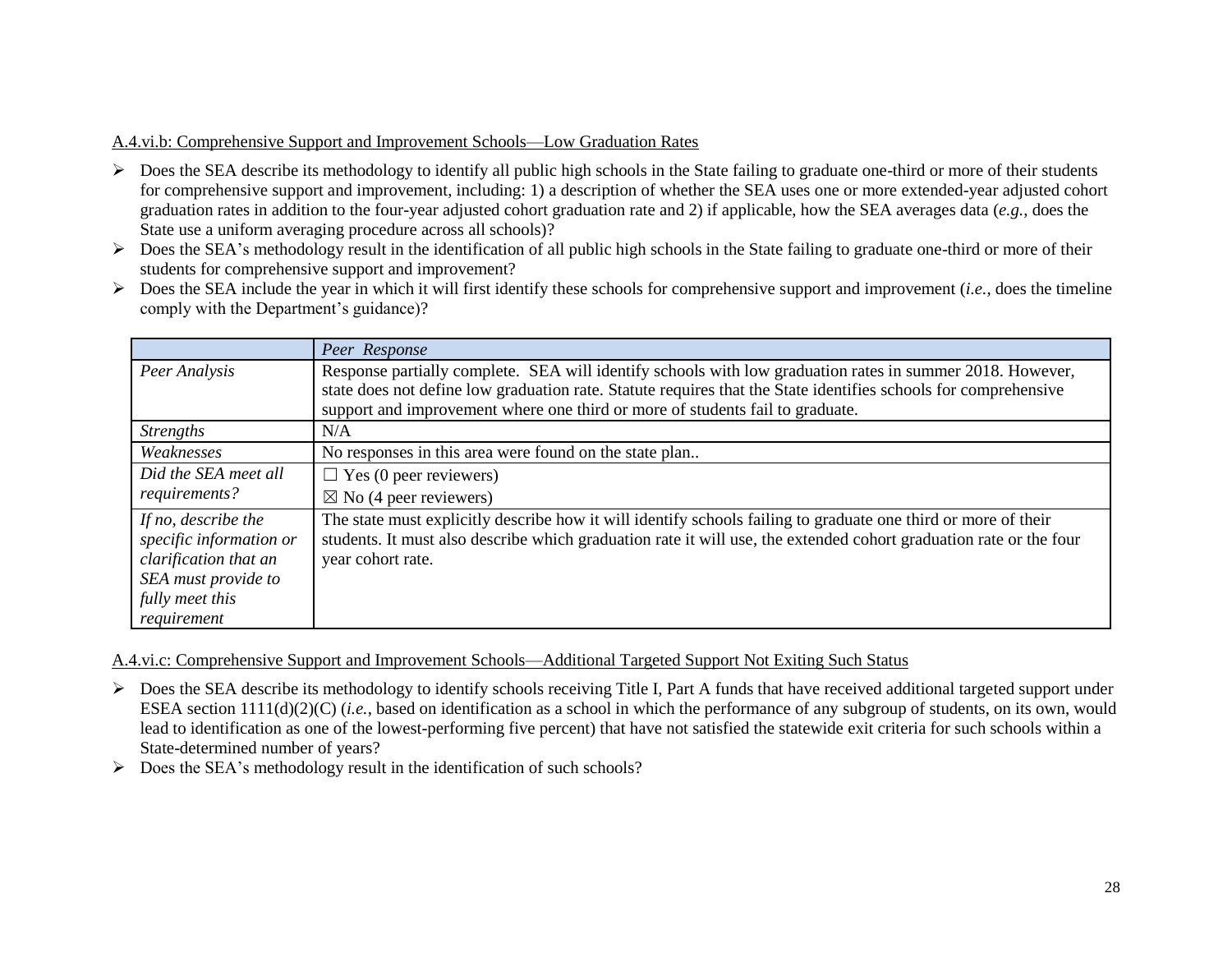A.4.vi.b: Comprehensive Support and Improvement Schools—Low Graduation Rates

- Does the SEA describe its methodology to identify all public high schools in the State failing to graduate one-third or more of their students for comprehensive support and improvement, including: 1) a description of whether the SEA uses one or more extended-year adjusted cohort graduation rates in addition to the four-year adjusted cohort graduation rate and 2) if applicable, how the SEA averages data (*e.g.*, does the State use a uniform averaging procedure across all schools)?
- Does the SEA's methodology result in the identification of all public high schools in the State failing to graduate one-third or more of their students for comprehensive support and improvement?
- Does the SEA include the year in which it will first identify these schools for comprehensive support and improvement (*i.e.*, does the timeline comply with the Department's guidance)?

| | *Peer Response* |
|---|---|
| *Peer Analysis* | Response partially complete. SEA will identify schools with low graduation rates in summer 2018. However, state does not define low graduation rate. Statute requires that the State identifies schools for comprehensive support and improvement where one third or more of students fail to graduate. |
| *Strengths* | N/A |
| *Weaknesses* | No responses in this area were found on the state plan.. |
| *Did the SEA meet all requirements?* | ☐ Yes (0 peer reviewers)<br>☒ No (4 peer reviewers) |
| *If no, describe the specific information or clarification that an SEA must provide to fully meet this requirement* | The state must explicitly describe how it will identify schools failing to graduate one third or more of their students. It must also describe which graduation rate it will use, the extended cohort graduation rate or the four year cohort rate. |

A.4.vi.c: Comprehensive Support and Improvement Schools—Additional Targeted Support Not Exiting Such Status

- Does the SEA describe its methodology to identify schools receiving Title I, Part A funds that have received additional targeted support under ESEA section 1111(d)(2)(C) (*i.e.*, based on identification as a school in which the performance of any subgroup of students, on its own, would lead to identification as one of the lowest-performing five percent) that have not satisfied the statewide exit criteria for such schools within a State-determined number of years?
- Does the SEA's methodology result in the identification of such schools?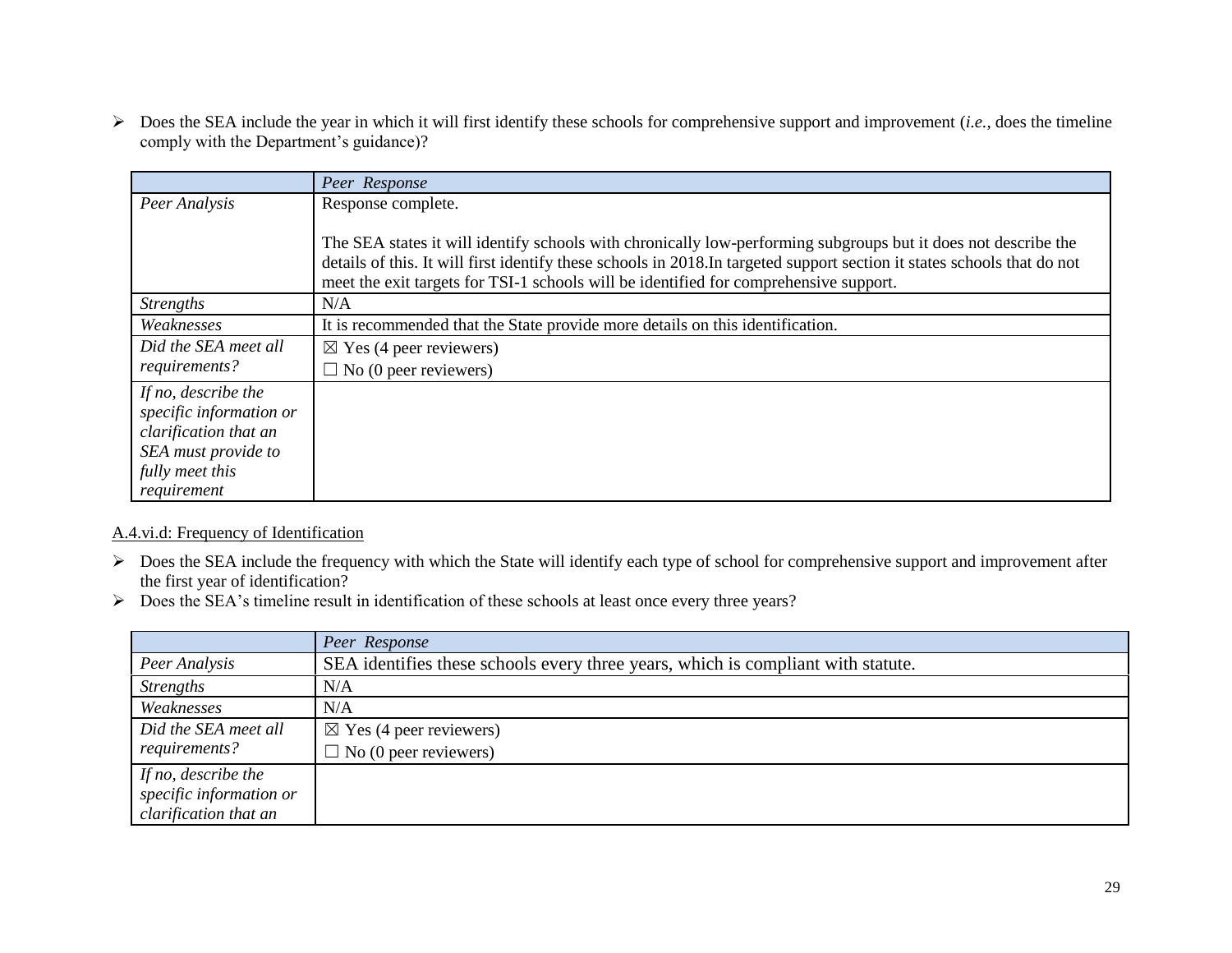- Does the SEA include the year in which it will first identify these schools for comprehensive support and improvement (*i.e.*, does the timeline comply with the Department's guidance)?

| | *Peer Response* |
|---|---|
| *Peer Analysis* | Response complete.<br><br>The SEA states it will identify schools with chronically low-performing subgroups but it does not describe the details of this. It will first identify these schools in 2018.In targeted support section it states schools that do not meet the exit targets for TSI-1 schools will be identified for comprehensive support. |
| *Strengths* | N/A |
| *Weaknesses* | It is recommended that the State provide more details on this identification. |
| *Did the SEA meet all requirements?* | ☒ Yes (4 peer reviewers)<br>☐ No (0 peer reviewers) |
| *If no, describe the specific information or clarification that an SEA must provide to fully meet this requirement* | |

A.4.vi.d: Frequency of Identification

- Does the SEA include the frequency with which the State will identify each type of school for comprehensive support and improvement after the first year of identification?
- Does the SEA's timeline result in identification of these schools at least once every three years?

| | *Peer Response* |
|---|---|
| *Peer Analysis* | SEA identifies these schools every three years, which is compliant with statute. |
| *Strengths* | N/A |
| *Weaknesses* | N/A |
| *Did the SEA meet all requirements?* | ☒ Yes (4 peer reviewers)<br>☐ No (0 peer reviewers) |
| *If no, describe the specific information or clarification that an* | |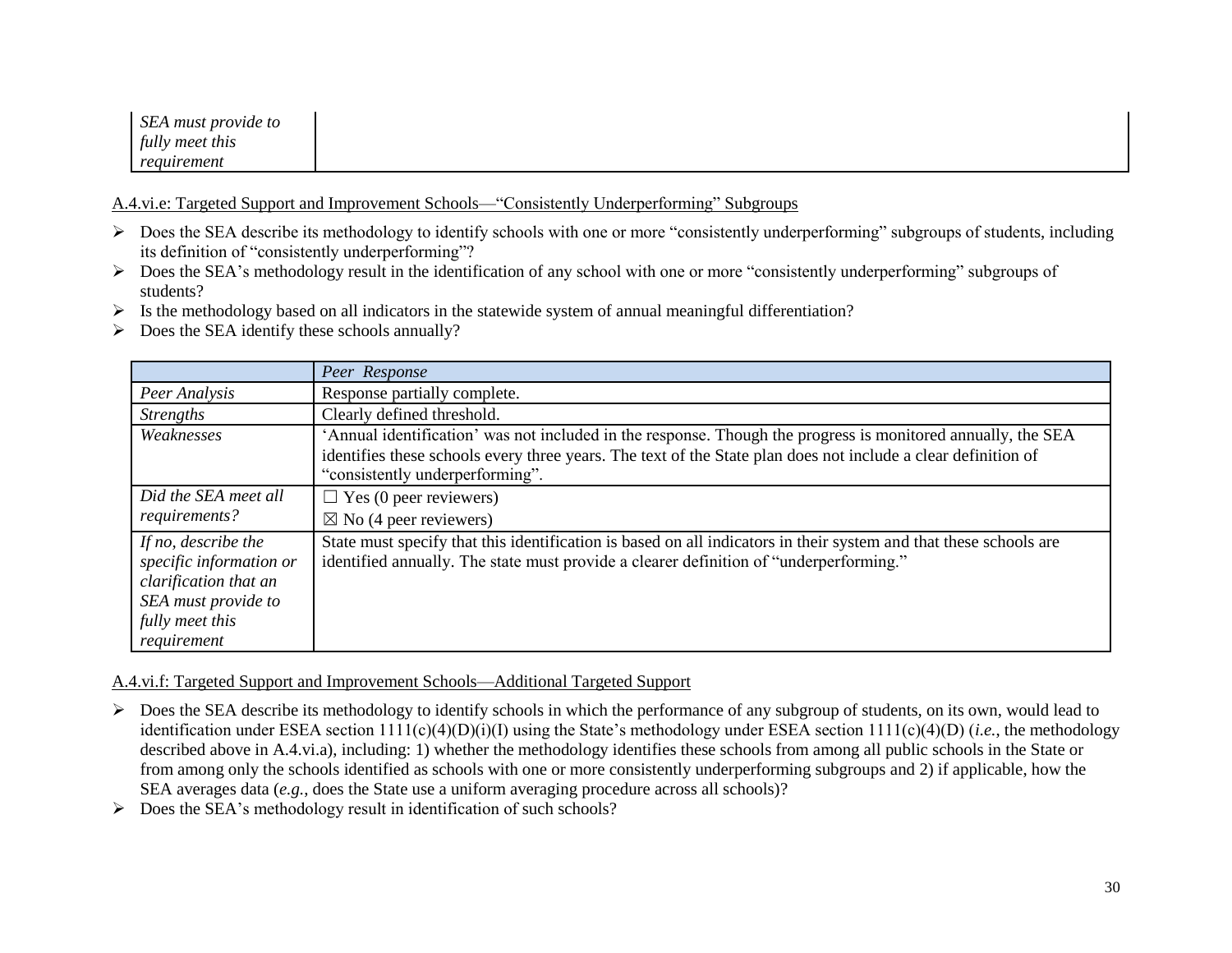| | |
|---|---|
| *SEA must provide to fully meet this requirement* | |

A.4.vi.e: Targeted Support and Improvement Schools—"Consistently Underperforming" Subgroups

- Does the SEA describe its methodology to identify schools with one or more "consistently underperforming" subgroups of students, including its definition of "consistently underperforming"?
- Does the SEA's methodology result in the identification of any school with one or more "consistently underperforming" subgroups of students?
- Is the methodology based on all indicators in the statewide system of annual meaningful differentiation?
- Does the SEA identify these schools annually?

| | *Peer Response* |
|---|---|
| *Peer Analysis* | Response partially complete. |
| *Strengths* | Clearly defined threshold. |
| *Weaknesses* | 'Annual identification' was not included in the response. Though the progress is monitored annually, the SEA identifies these schools every three years. The text of the State plan does not include a clear definition of "consistently underperforming". |
| *Did the SEA meet all requirements?* | ☐ Yes (0 peer reviewers)<br>☒ No (4 peer reviewers) |
| *If no, describe the specific information or clarification that an SEA must provide to fully meet this requirement* | State must specify that this identification is based on all indicators in their system and that these schools are identified annually. The state must provide a clearer definition of "underperforming." |

A.4.vi.f: Targeted Support and Improvement Schools—Additional Targeted Support

- Does the SEA describe its methodology to identify schools in which the performance of any subgroup of students, on its own, would lead to identification under ESEA section 1111(c)(4)(D)(i)(I) using the State's methodology under ESEA section 1111(c)(4)(D) (*i.e.*, the methodology described above in A.4.vi.a), including: 1) whether the methodology identifies these schools from among all public schools in the State or from among only the schools identified as schools with one or more consistently underperforming subgroups and 2) if applicable, how the SEA averages data (*e.g.*, does the State use a uniform averaging procedure across all schools)?
- Does the SEA's methodology result in identification of such schools?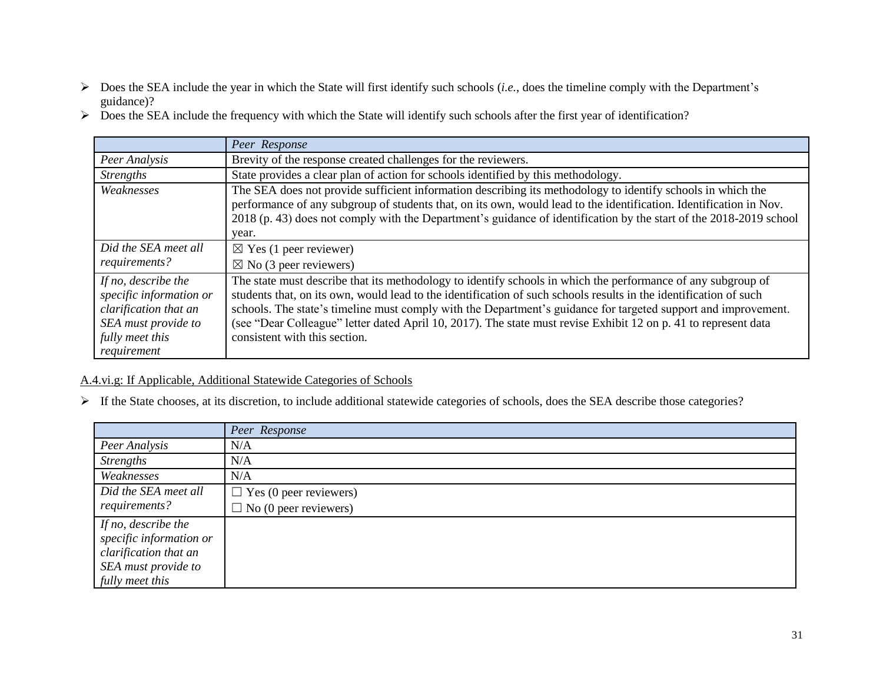- Does the SEA include the year in which the State will first identify such schools (*i.e.*, does the timeline comply with the Department's guidance)?
- Does the SEA include the frequency with which the State will identify such schools after the first year of identification?

| | *Peer Response* |
|---|---|
| *Peer Analysis* | Brevity of the response created challenges for the reviewers. |
| *Strengths* | State provides a clear plan of action for schools identified by this methodology. |
| *Weaknesses* | The SEA does not provide sufficient information describing its methodology to identify schools in which the performance of any subgroup of students that, on its own, would lead to the identification. Identification in Nov. 2018 (p. 43) does not comply with the Department's guidance of identification by the start of the 2018-2019 school year. |
| *Did the SEA meet all requirements?* | ☒ Yes (1 peer reviewer)<br>☒ No (3 peer reviewers) |
| *If no, describe the specific information or clarification that an SEA must provide to fully meet this requirement* | The state must describe that its methodology to identify schools in which the performance of any subgroup of students that, on its own, would lead to the identification of such schools results in the identification of such schools. The state's timeline must comply with the Department's guidance for targeted support and improvement. (see "Dear Colleague" letter dated April 10, 2017). The state must revise Exhibit 12 on p. 41 to represent data consistent with this section. |

A.4.vi.g: If Applicable, Additional Statewide Categories of Schools

- If the State chooses, at its discretion, to include additional statewide categories of schools, does the SEA describe those categories?

| | *Peer Response* |
|---|---|
| *Peer Analysis* | N/A |
| *Strengths* | N/A |
| *Weaknesses* | N/A |
| *Did the SEA meet all requirements?* | ☐ Yes (0 peer reviewers)<br>☐ No (0 peer reviewers) |
| *If no, describe the specific information or clarification that an SEA must provide to fully meet this* | |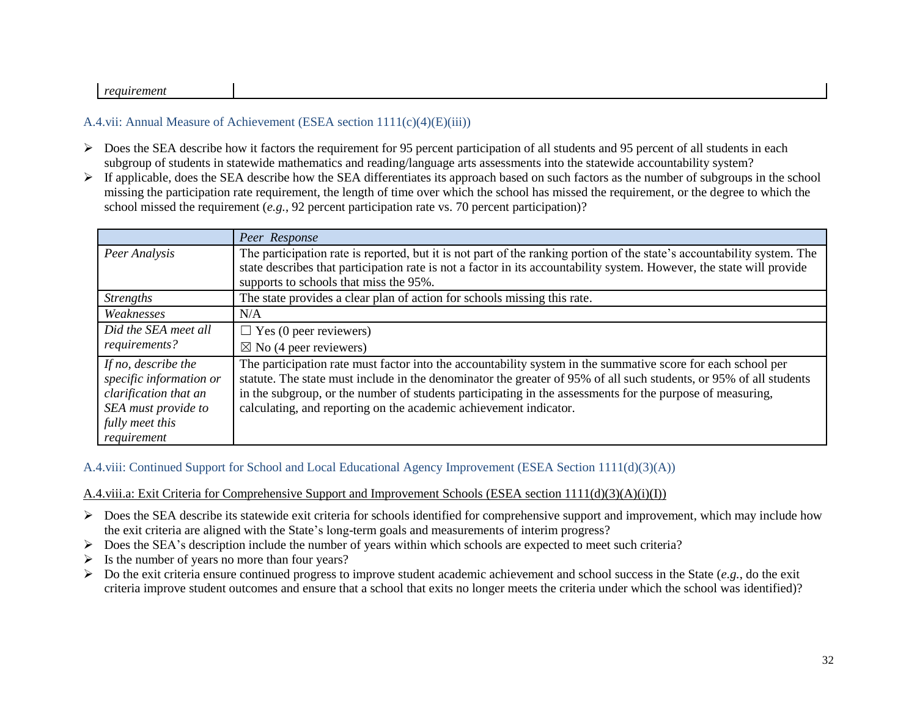| *requirement* | |
|---|---|

### A.4.vii: Annual Measure of Achievement (ESEA section 1111(c)(4)(E)(iii))

- Does the SEA describe how it factors the requirement for 95 percent participation of all students and 95 percent of all students in each subgroup of students in statewide mathematics and reading/language arts assessments into the statewide accountability system?
- If applicable, does the SEA describe how the SEA differentiates its approach based on such factors as the number of subgroups in the school missing the participation rate requirement, the length of time over which the school has missed the requirement, or the degree to which the school missed the requirement (*e.g.*, 92 percent participation rate vs. 70 percent participation)?

| | *Peer Response* |
|---|---|
| *Peer Analysis* | The participation rate is reported, but it is not part of the ranking portion of the state's accountability system. The state describes that participation rate is not a factor in its accountability system. However, the state will provide supports to schools that miss the 95%. |
| *Strengths* | The state provides a clear plan of action for schools missing this rate. |
| *Weaknesses* | N/A |
| *Did the SEA meet all requirements?* | ☐ Yes (0 peer reviewers)<br>☒ No (4 peer reviewers) |
| *If no, describe the specific information or clarification that an SEA must provide to fully meet this requirement* | The participation rate must factor into the accountability system in the summative score for each school per statute. The state must include in the denominator the greater of 95% of all such students, or 95% of all students in the subgroup, or the number of students participating in the assessments for the purpose of measuring, calculating, and reporting on the academic achievement indicator. |

### A.4.viii: Continued Support for School and Local Educational Agency Improvement (ESEA Section 1111(d)(3)(A))

#### A.4.viii.a: Exit Criteria for Comprehensive Support and Improvement Schools (ESEA section 1111(d)(3)(A)(i)(I))

- Does the SEA describe its statewide exit criteria for schools identified for comprehensive support and improvement, which may include how the exit criteria are aligned with the State's long-term goals and measurements of interim progress?
- Does the SEA's description include the number of years within which schools are expected to meet such criteria?
- Is the number of years no more than four years?
- Do the exit criteria ensure continued progress to improve student academic achievement and school success in the State (*e.g.*, do the exit criteria improve student outcomes and ensure that a school that exits no longer meets the criteria under which the school was identified)?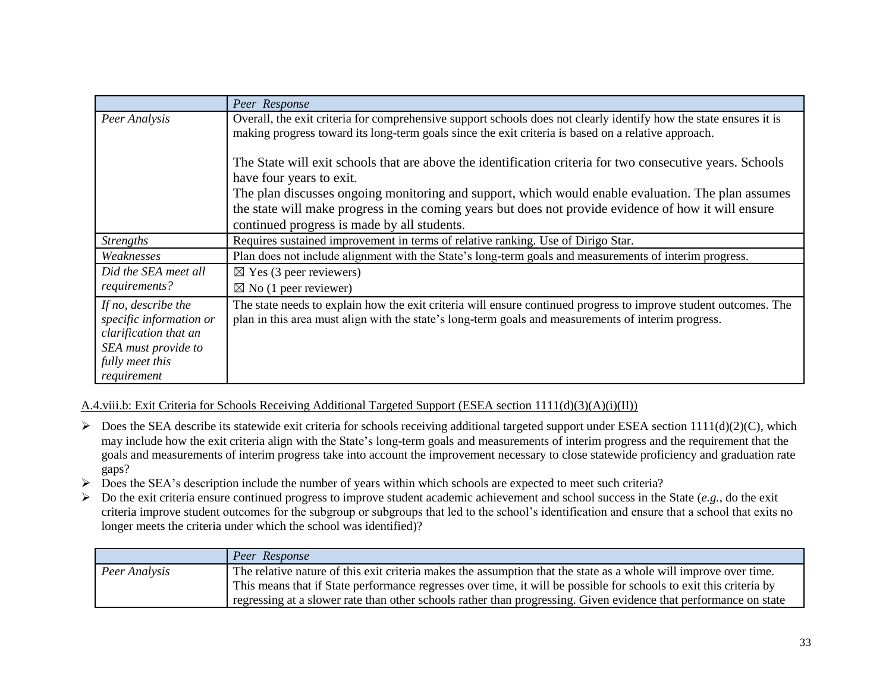| | *Peer Response* |
|---|---|
| *Peer Analysis* | Overall, the exit criteria for comprehensive support schools does not clearly identify how the state ensures it is making progress toward its long-term goals since the exit criteria is based on a relative approach.<br><br>The State will exit schools that are above the identification criteria for two consecutive years. Schools have four years to exit.<br>The plan discusses ongoing monitoring and support, which would enable evaluation. The plan assumes the state will make progress in the coming years but does not provide evidence of how it will ensure continued progress is made by all students. |
| *Strengths* | Requires sustained improvement in terms of relative ranking. Use of Dirigo Star. |
| *Weaknesses* | Plan does not include alignment with the State's long-term goals and measurements of interim progress. |
| *Did the SEA meet all requirements?* | ☒ Yes (3 peer reviewers)<br>☒ No (1 peer reviewer) |
| *If no, describe the specific information or clarification that an SEA must provide to fully meet this requirement* | The state needs to explain how the exit criteria will ensure continued progress to improve student outcomes. The plan in this area must align with the state's long-term goals and measurements of interim progress. |

A.4.viii.b: Exit Criteria for Schools Receiving Additional Targeted Support (ESEA section 1111(d)(3)(A)(i)(II))

- Does the SEA describe its statewide exit criteria for schools receiving additional targeted support under ESEA section 1111(d)(2)(C), which may include how the exit criteria align with the State's long-term goals and measurements of interim progress and the requirement that the goals and measurements of interim progress take into account the improvement necessary to close statewide proficiency and graduation rate gaps?
- Does the SEA's description include the number of years within which schools are expected to meet such criteria?
- Do the exit criteria ensure continued progress to improve student academic achievement and school success in the State (*e.g.*, do the exit criteria improve student outcomes for the subgroup or subgroups that led to the school's identification and ensure that a school that exits no longer meets the criteria under which the school was identified)?

| | *Peer Response* |
|---|---|
| *Peer Analysis* | The relative nature of this exit criteria makes the assumption that the state as a whole will improve over time. This means that if State performance regresses over time, it will be possible for schools to exit this criteria by regressing at a slower rate than other schools rather than progressing. Given evidence that performance on state |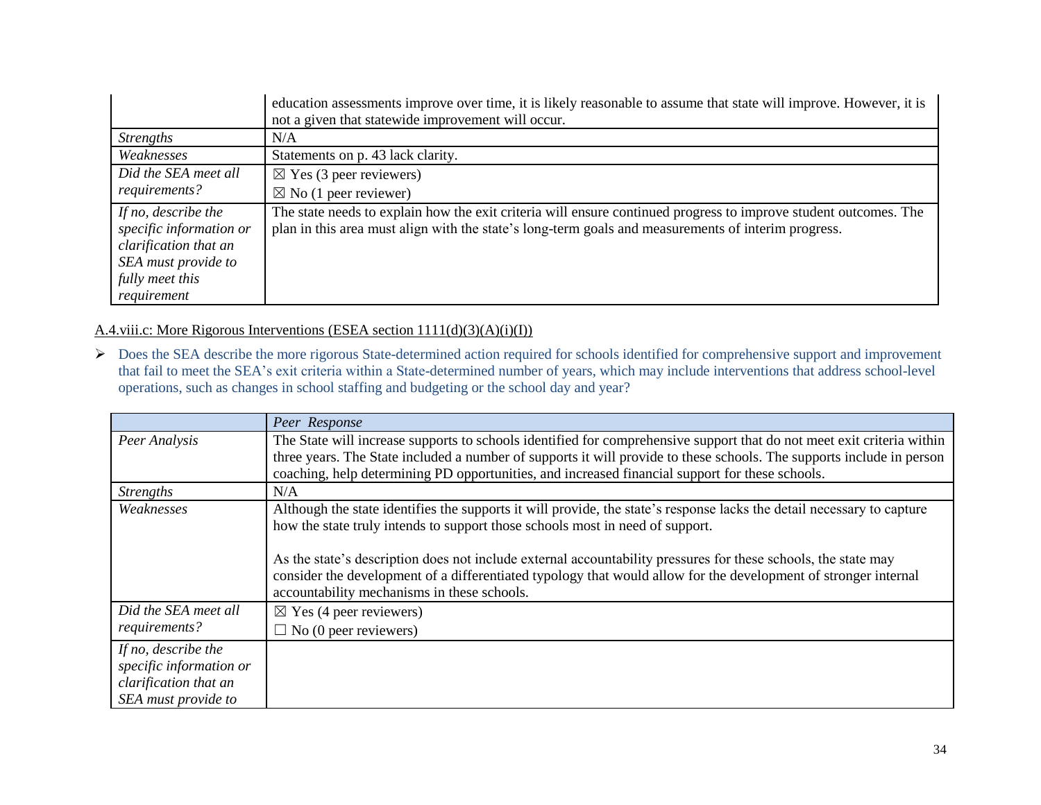| | |
|---|---|
| | education assessments improve over time, it is likely reasonable to assume that state will improve. However, it is not a given that statewide improvement will occur. |
| *Strengths* | N/A |
| *Weaknesses* | Statements on p. 43 lack clarity. |
| *Did the SEA meet all requirements?* | ☒ Yes (3 peer reviewers)<br>☒ No (1 peer reviewer) |
| *If no, describe the specific information or clarification that an SEA must provide to fully meet this requirement* | The state needs to explain how the exit criteria will ensure continued progress to improve student outcomes. The plan in this area must align with the state's long-term goals and measurements of interim progress. |

A.4.viii.c: More Rigorous Interventions (ESEA section 1111(d)(3)(A)(i)(I))

- Does the SEA describe the more rigorous State-determined action required for schools identified for comprehensive support and improvement that fail to meet the SEA's exit criteria within a State-determined number of years, which may include interventions that address school-level operations, such as changes in school staffing and budgeting or the school day and year?

| | *Peer Response* |
|---|---|
| *Peer Analysis* | The State will increase supports to schools identified for comprehensive support that do not meet exit criteria within three years. The State included a number of supports it will provide to these schools. The supports include in person coaching, help determining PD opportunities, and increased financial support for these schools. |
| *Strengths* | N/A |
| *Weaknesses* | Although the state identifies the supports it will provide, the state's response lacks the detail necessary to capture how the state truly intends to support those schools most in need of support.<br><br>As the state's description does not include external accountability pressures for these schools, the state may consider the development of a differentiated typology that would allow for the development of stronger internal accountability mechanisms in these schools. |
| *Did the SEA meet all requirements?* | ☒ Yes (4 peer reviewers)<br>☐ No (0 peer reviewers) |
| *If no, describe the specific information or clarification that an SEA must provide to* | |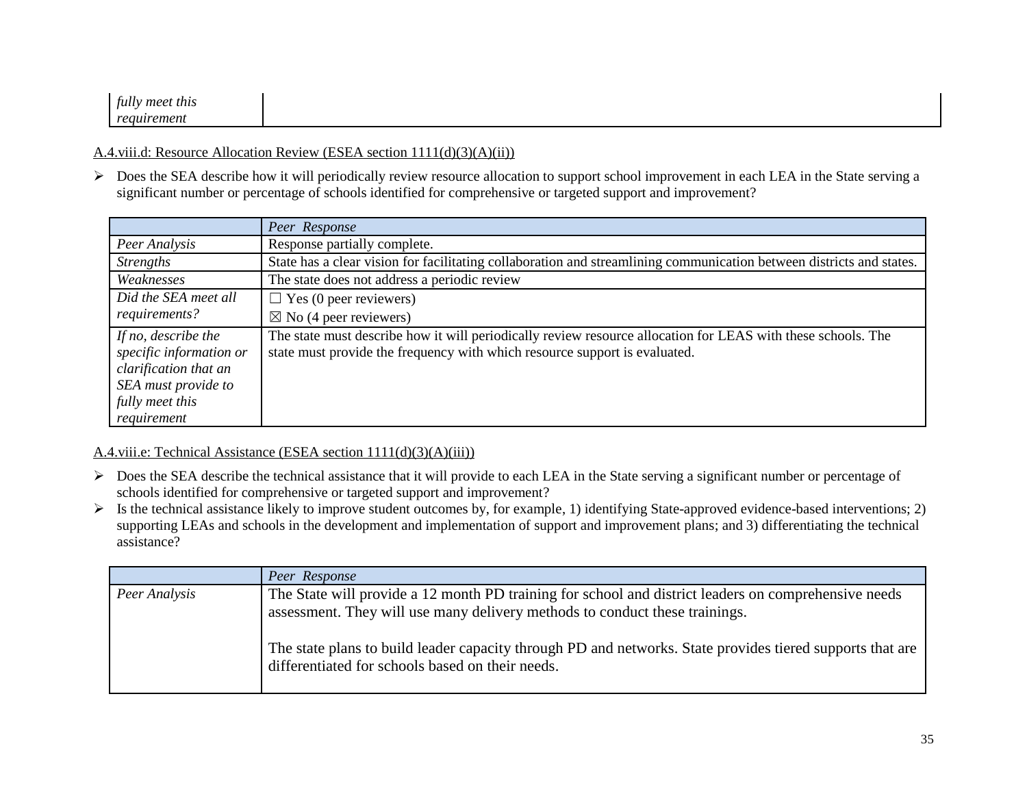| | |
|---|---|
| *fully meet this requirement* | |

A.4.viii.d: Resource Allocation Review (ESEA section 1111(d)(3)(A)(ii))

- Does the SEA describe how it will periodically review resource allocation to support school improvement in each LEA in the State serving a significant number or percentage of schools identified for comprehensive or targeted support and improvement?

| | *Peer Response* |
|---|---|
| *Peer Analysis* | Response partially complete. |
| *Strengths* | State has a clear vision for facilitating collaboration and streamlining communication between districts and states. |
| *Weaknesses* | The state does not address a periodic review |
| *Did the SEA meet all requirements?* | ☐ Yes (0 peer reviewers)<br>☒ No (4 peer reviewers) |
| *If no, describe the specific information or clarification that an SEA must provide to fully meet this requirement* | The state must describe how it will periodically review resource allocation for LEAS with these schools. The state must provide the frequency with which resource support is evaluated. |

A.4.viii.e: Technical Assistance (ESEA section 1111(d)(3)(A)(iii))

- Does the SEA describe the technical assistance that it will provide to each LEA in the State serving a significant number or percentage of schools identified for comprehensive or targeted support and improvement?
- Is the technical assistance likely to improve student outcomes by, for example, 1) identifying State-approved evidence-based interventions; 2) supporting LEAs and schools in the development and implementation of support and improvement plans; and 3) differentiating the technical assistance?

| | *Peer Response* |
|---|---|
| *Peer Analysis* | The State will provide a 12 month PD training for school and district leaders on comprehensive needs assessment. They will use many delivery methods to conduct these trainings.<br><br>The state plans to build leader capacity through PD and networks. State provides tiered supports that are differentiated for schools based on their needs. |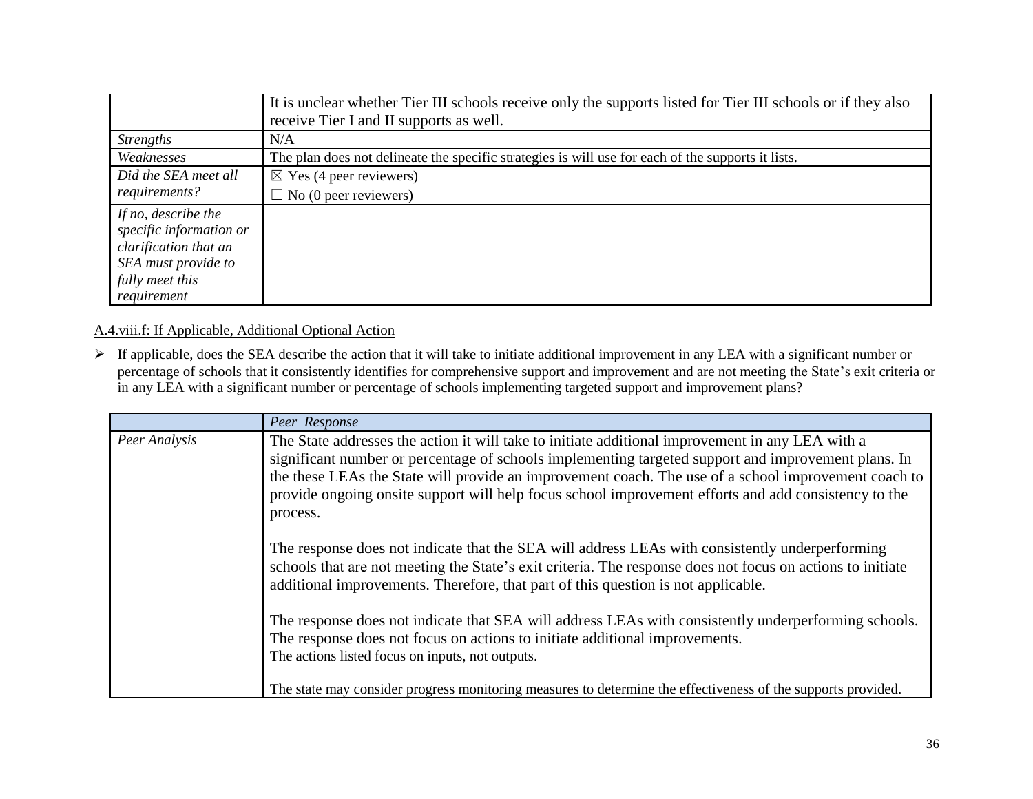| | |
|---|---|
| | It is unclear whether Tier III schools receive only the supports listed for Tier III schools or if they also receive Tier I and II supports as well. |
| *Strengths* | N/A |
| *Weaknesses* | The plan does not delineate the specific strategies is will use for each of the supports it lists. |
| *Did the SEA meet all requirements?* | ☒ Yes (4 peer reviewers)<br>☐ No (0 peer reviewers) |
| *If no, describe the specific information or clarification that an SEA must provide to fully meet this requirement* | |

A.4.viii.f: If Applicable, Additional Optional Action

- If applicable, does the SEA describe the action that it will take to initiate additional improvement in any LEA with a significant number or percentage of schools that it consistently identifies for comprehensive support and improvement and are not meeting the State's exit criteria or in any LEA with a significant number or percentage of schools implementing targeted support and improvement plans?

| | *Peer Response* |
|---|---|
| *Peer Analysis* | The State addresses the action it will take to initiate additional improvement in any LEA with a significant number or percentage of schools implementing targeted support and improvement plans. In the these LEAs the State will provide an improvement coach. The use of a school improvement coach to provide ongoing onsite support will help focus school improvement efforts and add consistency to the process.<br><br>The response does not indicate that the SEA will address LEAs with consistently underperforming schools that are not meeting the State's exit criteria. The response does not focus on actions to initiate additional improvements. Therefore, that part of this question is not applicable.<br><br>The response does not indicate that SEA will address LEAs with consistently underperforming schools. The response does not focus on actions to initiate additional improvements.<br>The actions listed focus on inputs, not outputs.<br><br>The state may consider progress monitoring measures to determine the effectiveness of the supports provided. |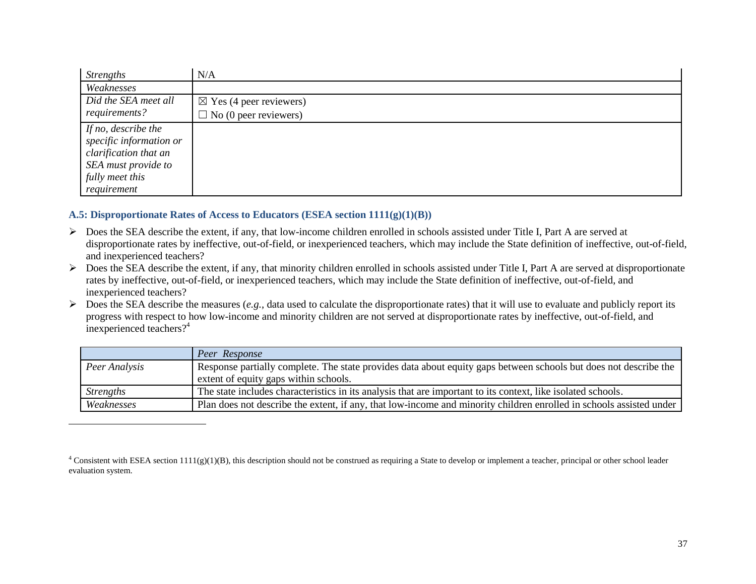| | |
|---|---|
| *Strengths* | N/A |
| *Weaknesses* | |
| *Did the SEA meet all requirements?* | ☒ Yes (4 peer reviewers)<br>☐ No (0 peer reviewers) |
| *If no, describe the specific information or clarification that an SEA must provide to fully meet this requirement* | |

### A.5: Disproportionate Rates of Access to Educators (ESEA section 1111(g)(1)(B))

- Does the SEA describe the extent, if any, that low-income children enrolled in schools assisted under Title I, Part A are served at disproportionate rates by ineffective, out-of-field, or inexperienced teachers, which may include the State definition of ineffective, out-of-field, and inexperienced teachers?
- Does the SEA describe the extent, if any, that minority children enrolled in schools assisted under Title I, Part A are served at disproportionate rates by ineffective, out-of-field, or inexperienced teachers, which may include the State definition of ineffective, out-of-field, and inexperienced teachers?
- Does the SEA describe the measures (*e.g.*, data used to calculate the disproportionate rates) that it will use to evaluate and publicly report its progress with respect to how low-income and minority children are not served at disproportionate rates by ineffective, out-of-field, and inexperienced teachers?[4]

| | *Peer Response* |
|---|---|
| *Peer Analysis* | Response partially complete. The state provides data about equity gaps between schools but does not describe the extent of equity gaps within schools. |
| *Strengths* | The state includes characteristics in its analysis that are important to its context, like isolated schools. |
| *Weaknesses* | Plan does not describe the extent, if any, that low-income and minority children enrolled in schools assisted under |

[4] Consistent with ESEA section 1111(g)(1)(B), this description should not be construed as requiring a State to develop or implement a teacher, principal or other school leader evaluation system.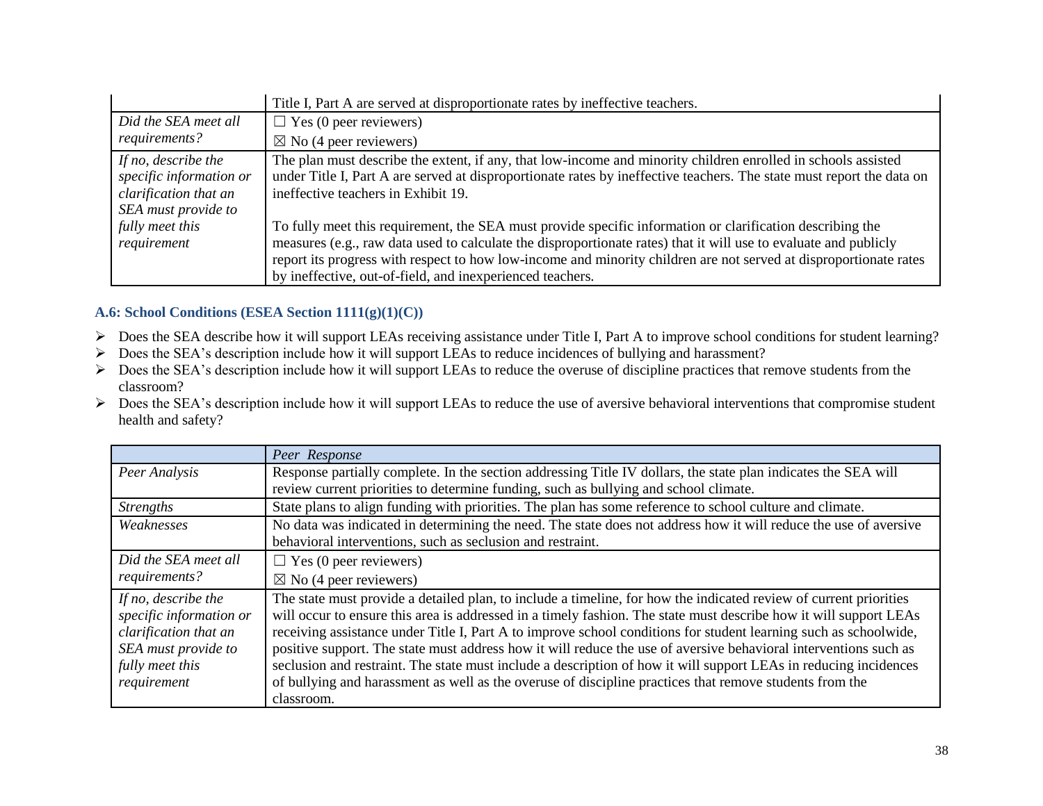|  |  |
|---|---|
|  | Title I, Part A are served at disproportionate rates by ineffective teachers. |
| *Did the SEA meet all requirements?* | ☐ Yes (0 peer reviewers)<br>☒ No (4 peer reviewers) |
| *If no, describe the specific information or clarification that an SEA must provide to fully meet this requirement* | The plan must describe the extent, if any, that low-income and minority children enrolled in schools assisted under Title I, Part A are served at disproportionate rates by ineffective teachers. The state must report the data on ineffective teachers in Exhibit 19.<br><br>To fully meet this requirement, the SEA must provide specific information or clarification describing the measures (e.g., raw data used to calculate the disproportionate rates) that it will use to evaluate and publicly report its progress with respect to how low-income and minority children are not served at disproportionate rates by ineffective, out-of-field, and inexperienced teachers. |

### A.6: School Conditions (ESEA Section 1111(g)(1)(C))

- Does the SEA describe how it will support LEAs receiving assistance under Title I, Part A to improve school conditions for student learning?
- Does the SEA's description include how it will support LEAs to reduce incidences of bullying and harassment?
- Does the SEA's description include how it will support LEAs to reduce the overuse of discipline practices that remove students from the classroom?
- Does the SEA's description include how it will support LEAs to reduce the use of aversive behavioral interventions that compromise student health and safety?

|  | *Peer Response* |
|---|---|
| *Peer Analysis* | Response partially complete. In the section addressing Title IV dollars, the state plan indicates the SEA will review current priorities to determine funding, such as bullying and school climate. |
| *Strengths* | State plans to align funding with priorities. The plan has some reference to school culture and climate. |
| *Weaknesses* | No data was indicated in determining the need. The state does not address how it will reduce the use of aversive behavioral interventions, such as seclusion and restraint. |
| *Did the SEA meet all requirements?* | ☐ Yes (0 peer reviewers)<br>☒ No (4 peer reviewers) |
| *If no, describe the specific information or clarification that an SEA must provide to fully meet this requirement* | The state must provide a detailed plan, to include a timeline, for how the indicated review of current priorities will occur to ensure this area is addressed in a timely fashion. The state must describe how it will support LEAs receiving assistance under Title I, Part A to improve school conditions for student learning such as schoolwide, positive support. The state must address how it will reduce the use of aversive behavioral interventions such as seclusion and restraint. The state must include a description of how it will support LEAs in reducing incidences of bullying and harassment as well as the overuse of discipline practices that remove students from the classroom. |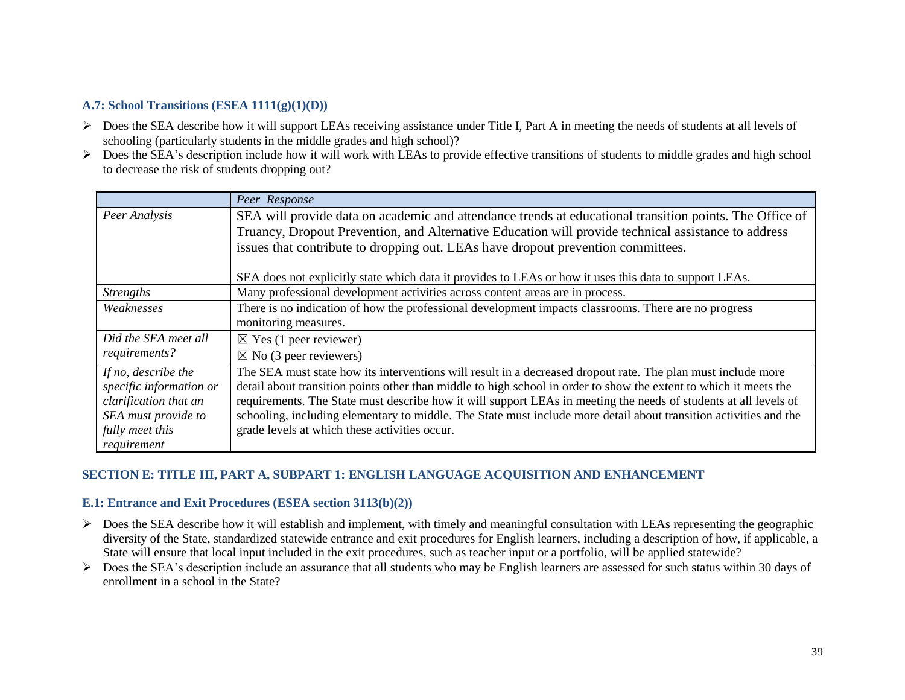### A.7: School Transitions (ESEA 1111(g)(1)(D))

- Does the SEA describe how it will support LEAs receiving assistance under Title I, Part A in meeting the needs of students at all levels of schooling (particularly students in the middle grades and high school)?
- Does the SEA's description include how it will work with LEAs to provide effective transitions of students to middle grades and high school to decrease the risk of students dropping out?

| | *Peer Response* |
|---|---|
| *Peer Analysis* | SEA will provide data on academic and attendance trends at educational transition points. The Office of Truancy, Dropout Prevention, and Alternative Education will provide technical assistance to address issues that contribute to dropping out. LEAs have dropout prevention committees.<br><br>SEA does not explicitly state which data it provides to LEAs or how it uses this data to support LEAs. |
| *Strengths* | Many professional development activities across content areas are in process. |
| *Weaknesses* | There is no indication of how the professional development impacts classrooms. There are no progress monitoring measures. |
| *Did the SEA meet all requirements?* | ☒ Yes (1 peer reviewer)<br>☒ No (3 peer reviewers) |
| *If no, describe the specific information or clarification that an SEA must provide to fully meet this requirement* | The SEA must state how its interventions will result in a decreased dropout rate. The plan must include more detail about transition points other than middle to high school in order to show the extent to which it meets the requirements. The State must describe how it will support LEAs in meeting the needs of students at all levels of schooling, including elementary to middle. The State must include more detail about transition activities and the grade levels at which these activities occur. |

## SECTION E: TITLE III, PART A, SUBPART 1: ENGLISH LANGUAGE ACQUISITION AND ENHANCEMENT

### E.1: Entrance and Exit Procedures (ESEA section 3113(b)(2))

- Does the SEA describe how it will establish and implement, with timely and meaningful consultation with LEAs representing the geographic diversity of the State, standardized statewide entrance and exit procedures for English learners, including a description of how, if applicable, a State will ensure that local input included in the exit procedures, such as teacher input or a portfolio, will be applied statewide?
- Does the SEA's description include an assurance that all students who may be English learners are assessed for such status within 30 days of enrollment in a school in the State?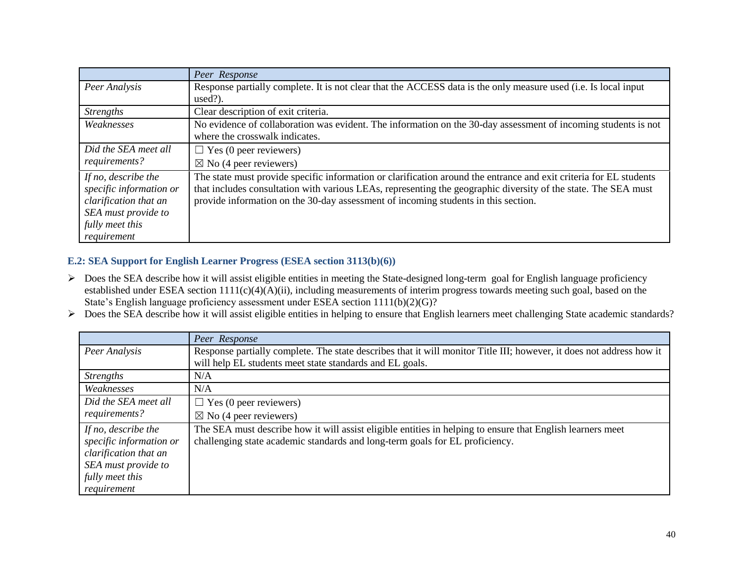| | *Peer Response* |
|---|---|
| *Peer Analysis* | Response partially complete. It is not clear that the ACCESS data is the only measure used (i.e. Is local input used?). |
| *Strengths* | Clear description of exit criteria. |
| *Weaknesses* | No evidence of collaboration was evident. The information on the 30-day assessment of incoming students is not where the crosswalk indicates. |
| *Did the SEA meet all requirements?* | ☐ Yes (0 peer reviewers)<br>☒ No (4 peer reviewers) |
| *If no, describe the specific information or clarification that an SEA must provide to fully meet this requirement* | The state must provide specific information or clarification around the entrance and exit criteria for EL students that includes consultation with various LEAs, representing the geographic diversity of the state. The SEA must provide information on the 30-day assessment of incoming students in this section. |

### E.2: SEA Support for English Learner Progress (ESEA section 3113(b)(6))

- Does the SEA describe how it will assist eligible entities in meeting the State-designed long-term goal for English language proficiency established under ESEA section 1111(c)(4)(A)(ii), including measurements of interim progress towards meeting such goal, based on the State's English language proficiency assessment under ESEA section 1111(b)(2)(G)?
- Does the SEA describe how it will assist eligible entities in helping to ensure that English learners meet challenging State academic standards?

| | *Peer Response* |
|---|---|
| *Peer Analysis* | Response partially complete. The state describes that it will monitor Title III; however, it does not address how it will help EL students meet state standards and EL goals. |
| *Strengths* | N/A |
| *Weaknesses* | N/A |
| *Did the SEA meet all requirements?* | ☐ Yes (0 peer reviewers)<br>☒ No (4 peer reviewers) |
| *If no, describe the specific information or clarification that an SEA must provide to fully meet this requirement* | The SEA must describe how it will assist eligible entities in helping to ensure that English learners meet challenging state academic standards and long-term goals for EL proficiency. |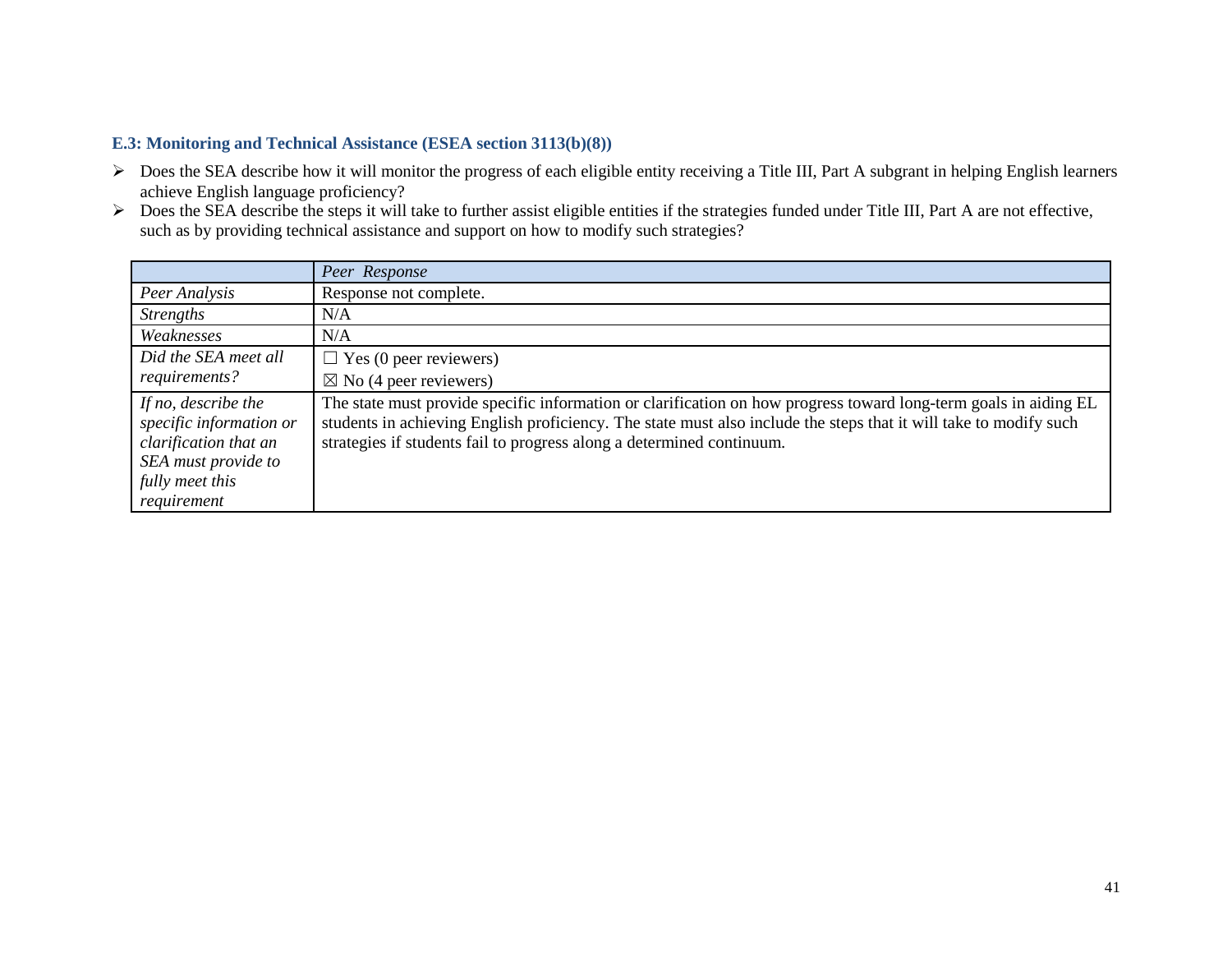### E.3: Monitoring and Technical Assistance (ESEA section 3113(b)(8))

- Does the SEA describe how it will monitor the progress of each eligible entity receiving a Title III, Part A subgrant in helping English learners achieve English language proficiency?
- Does the SEA describe the steps it will take to further assist eligible entities if the strategies funded under Title III, Part A are not effective, such as by providing technical assistance and support on how to modify such strategies?

| | *Peer Response* |
|---|---|
| *Peer Analysis* | Response not complete. |
| *Strengths* | N/A |
| *Weaknesses* | N/A |
| *Did the SEA meet all requirements?* | ☐ Yes (0 peer reviewers)<br>☒ No (4 peer reviewers) |
| *If no, describe the specific information or clarification that an SEA must provide to fully meet this requirement* | The state must provide specific information or clarification on how progress toward long-term goals in aiding EL students in achieving English proficiency. The state must also include the steps that it will take to modify such strategies if students fail to progress along a determined continuum. |